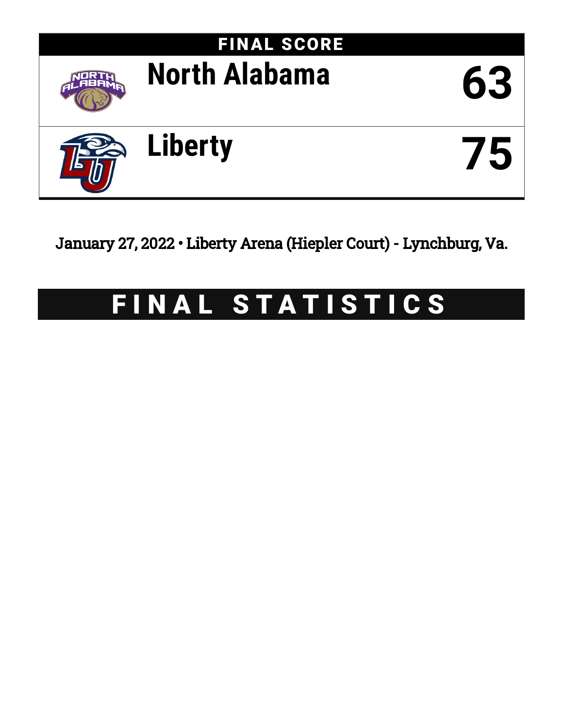## FINAL SCORE

| | |
|---|---|
| **North Alabama** | **63** |
| **Liberty** | **75** |

January 27, 2022 • Liberty Arena (Hiepler Court) - Lynchburg, Va.

# FINAL STATISTICS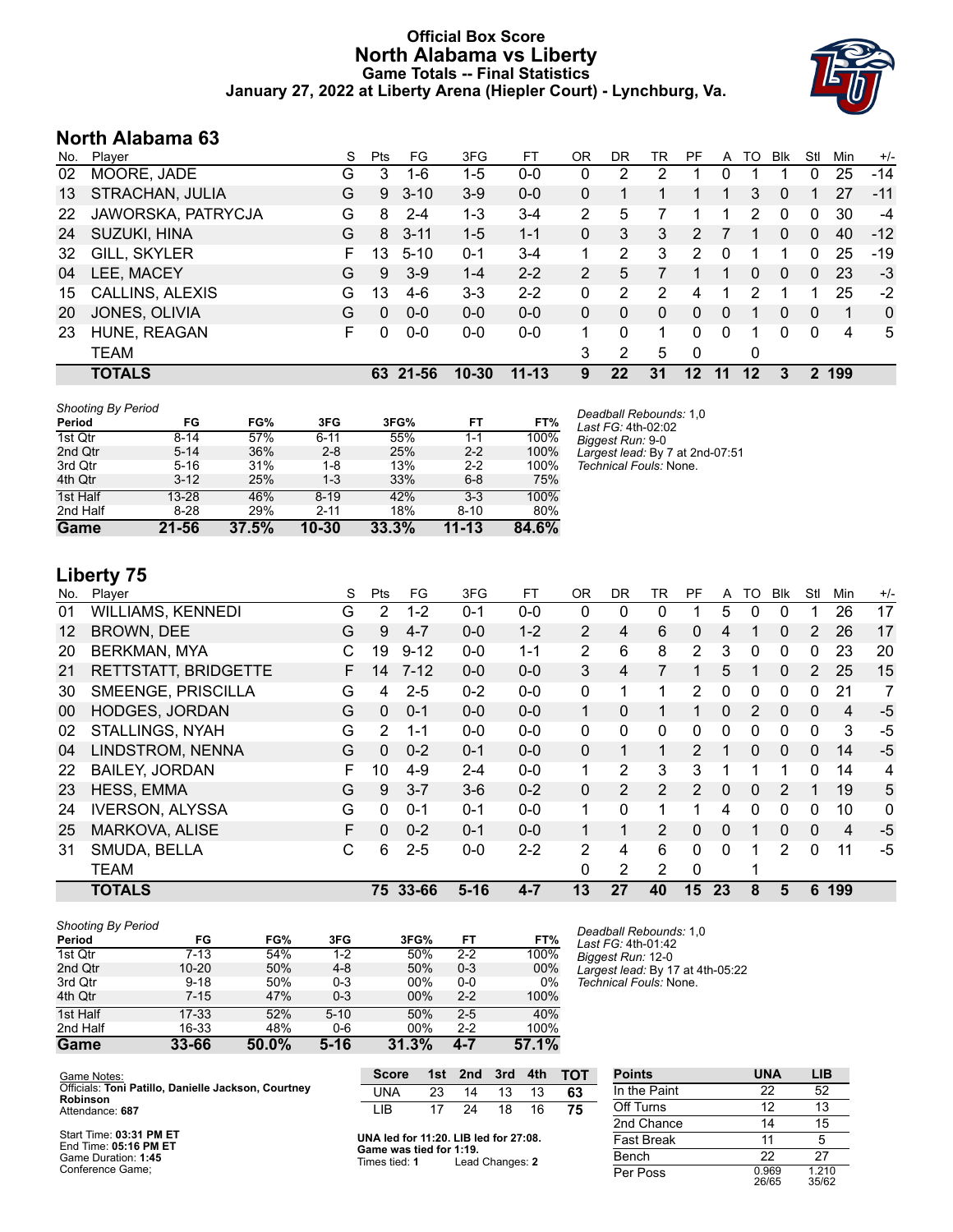# Official Box Score
# North Alabama vs Liberty
## Game Totals -- Final Statistics
### January 27, 2022 at Liberty Arena (Hiepler Court) - Lynchburg, Va.

## North Alabama 63

| No. | Player | S | Pts | FG | 3FG | FT | OR | DR | TR | PF | A | TO | Blk | Stl | Min | +/- |
|---|---|---|---|---|---|---|---|---|---|---|---|---|---|---|---|---|
| 02 | MOORE, JADE | G | 3 | 1-6 | 1-5 | 0-0 | 0 | 2 | 2 | 1 | 0 | 1 | 1 | 0 | 25 | -14 |
| 13 | STRACHAN, JULIA | G | 9 | 3-10 | 3-9 | 0-0 | 0 | 1 | 1 | 1 | 1 | 3 | 0 | 1 | 27 | -11 |
| 22 | JAWORSKA, PATRYCJA | G | 8 | 2-4 | 1-3 | 3-4 | 2 | 5 | 7 | 1 | 1 | 2 | 0 | 0 | 30 | -4 |
| 24 | SUZUKI, HINA | G | 8 | 3-11 | 1-5 | 1-1 | 0 | 3 | 3 | 2 | 7 | 1 | 0 | 0 | 40 | -12 |
| 32 | GILL, SKYLER | F | 13 | 5-10 | 0-1 | 3-4 | 1 | 2 | 3 | 2 | 0 | 1 | 1 | 0 | 25 | -19 |
| 04 | LEE, MACEY | G | 9 | 3-9 | 1-4 | 2-2 | 2 | 5 | 7 | 1 | 1 | 0 | 0 | 0 | 23 | -3 |
| 15 | CALLINS, ALEXIS | G | 13 | 4-6 | 3-3 | 2-2 | 0 | 2 | 2 | 4 | 1 | 2 | 1 | 1 | 25 | -2 |
| 20 | JONES, OLIVIA | G | 0 | 0-0 | 0-0 | 0-0 | 0 | 0 | 0 | 0 | 0 | 1 | 0 | 0 | 1 | 0 |
| 23 | HUNE, REAGAN | F | 0 | 0-0 | 0-0 | 0-0 | 1 | 0 | 1 | 0 | 0 | 1 | 0 | 0 | 4 | 5 |
| | TEAM | | | | | | 3 | 2 | 5 | 0 | | 0 | | | | |
| | **TOTALS** | | **63** | **21-56** | **10-30** | **11-13** | **9** | **22** | **31** | **12** | **11** | **12** | **3** | **2** | **199** | |

*Shooting By Period*

| Period | FG | FG% | 3FG | 3FG% | FT | FT% |
|---|---|---|---|---|---|---|
| 1st Qtr | 8-14 | 57% | 6-11 | 55% | 1-1 | 100% |
| 2nd Qtr | 5-14 | 36% | 2-8 | 25% | 2-2 | 100% |
| 3rd Qtr | 5-16 | 31% | 1-8 | 13% | 2-2 | 100% |
| 4th Qtr | 3-12 | 25% | 1-3 | 33% | 6-8 | 75% |
| 1st Half | 13-28 | 46% | 8-19 | 42% | 3-3 | 100% |
| 2nd Half | 8-28 | 29% | 2-11 | 18% | 8-10 | 80% |
| **Game** | **21-56** | **37.5%** | **10-30** | **33.3%** | **11-13** | **84.6%** |

*Deadball Rebounds:* 1,0
*Last FG:* 4th-02:02
*Biggest Run:* 9-0
*Largest lead:* By 7 at 2nd-07:51
*Technical Fouls:* None.

## Liberty 75

| No. | Player | S | Pts | FG | 3FG | FT | OR | DR | TR | PF | A | TO | Blk | Stl | Min | +/- |
|---|---|---|---|---|---|---|---|---|---|---|---|---|---|---|---|---|
| 01 | WILLIAMS, KENNEDI | G | 2 | 1-2 | 0-1 | 0-0 | 0 | 0 | 0 | 1 | 5 | 0 | 0 | 1 | 26 | 17 |
| 12 | BROWN, DEE | G | 9 | 4-7 | 0-0 | 1-2 | 2 | 4 | 6 | 0 | 4 | 1 | 0 | 2 | 26 | 17 |
| 20 | BERKMAN, MYA | C | 19 | 9-12 | 0-0 | 1-1 | 2 | 6 | 8 | 2 | 3 | 0 | 0 | 0 | 23 | 20 |
| 21 | RETTSTATT, BRIDGETTE | F | 14 | 7-12 | 0-0 | 0-0 | 3 | 4 | 7 | 1 | 5 | 1 | 0 | 2 | 25 | 15 |
| 30 | SMEENGE, PRISCILLA | G | 4 | 2-5 | 0-2 | 0-0 | 0 | 1 | 1 | 2 | 0 | 0 | 0 | 0 | 21 | 7 |
| 00 | HODGES, JORDAN | G | 0 | 0-1 | 0-0 | 0-0 | 1 | 0 | 1 | 1 | 0 | 2 | 0 | 0 | 4 | -5 |
| 02 | STALLINGS, NYAH | G | 2 | 1-1 | 0-0 | 0-0 | 0 | 0 | 0 | 0 | 0 | 0 | 0 | 0 | 3 | -5 |
| 04 | LINDSTROM, NENNA | G | 0 | 0-2 | 0-1 | 0-0 | 0 | 1 | 1 | 2 | 1 | 0 | 0 | 0 | 14 | -5 |
| 22 | BAILEY, JORDAN | F | 10 | 4-9 | 2-4 | 0-0 | 1 | 2 | 3 | 3 | 1 | 1 | 1 | 0 | 14 | 4 |
| 23 | HESS, EMMA | G | 9 | 3-7 | 3-6 | 0-2 | 0 | 2 | 2 | 2 | 0 | 0 | 2 | 1 | 19 | 5 |
| 24 | IVERSON, ALYSSA | G | 0 | 0-1 | 0-1 | 0-0 | 1 | 0 | 1 | 1 | 4 | 0 | 0 | 0 | 10 | 0 |
| 25 | MARKOVA, ALISE | F | 0 | 0-2 | 0-1 | 0-0 | 1 | 1 | 2 | 0 | 0 | 1 | 0 | 0 | 4 | -5 |
| 31 | SMUDA, BELLA | C | 6 | 2-5 | 0-0 | 2-2 | 2 | 4 | 6 | 0 | 0 | 1 | 2 | 0 | 11 | -5 |
| | TEAM | | | | | | 0 | 2 | 2 | 0 | | 1 | | | | |
| | **TOTALS** | | **75** | **33-66** | **5-16** | **4-7** | **13** | **27** | **40** | **15** | **23** | **8** | **5** | **6** | **199** | |

*Shooting By Period*

| Period | FG | FG% | 3FG | 3FG% | FT | FT% |
|---|---|---|---|---|---|---|
| 1st Qtr | 7-13 | 54% | 1-2 | 50% | 2-2 | 100% |
| 2nd Qtr | 10-20 | 50% | 4-8 | 50% | 0-3 | 00% |
| 3rd Qtr | 9-18 | 50% | 0-3 | 00% | 0-0 | 0% |
| 4th Qtr | 7-15 | 47% | 0-3 | 00% | 2-2 | 100% |
| 1st Half | 17-33 | 52% | 5-10 | 50% | 2-5 | 40% |
| 2nd Half | 16-33 | 48% | 0-6 | 00% | 2-2 | 100% |
| **Game** | **33-66** | **50.0%** | **5-16** | **31.3%** | **4-7** | **57.1%** |

*Deadball Rebounds:* 1,0
*Last FG:* 4th-01:42
*Biggest Run:* 12-0
*Largest lead:* By 17 at 4th-05:22
*Technical Fouls:* None.

Game Notes:
Officials: **Toni Patillo, Danielle Jackson, Courtney Robinson**
Attendance: **687**

Start Time: **03:31 PM ET**
End Time: **05:16 PM ET**
Game Duration: **1:45**
Conference Game;

| Score | 1st | 2nd | 3rd | 4th | TOT |
|---|---|---|---|---|---|
| UNA | 23 | 14 | 13 | 13 | **63** |
| LIB | 17 | 24 | 18 | 16 | **75** |

**UNA led for 11:20. LIB led for 27:08.**
**Game was tied for 1:19.**
Times tied: **1** Lead Changes: **2**

| Points | UNA | LIB |
|---|---|---|
| In the Paint | 22 | 52 |
| Off Turns | 12 | 13 |
| 2nd Chance | 14 | 15 |
| Fast Break | 11 | 5 |
| Bench | 22 | 27 |
| Per Poss | 0.969 26/65 | 1.210 35/62 |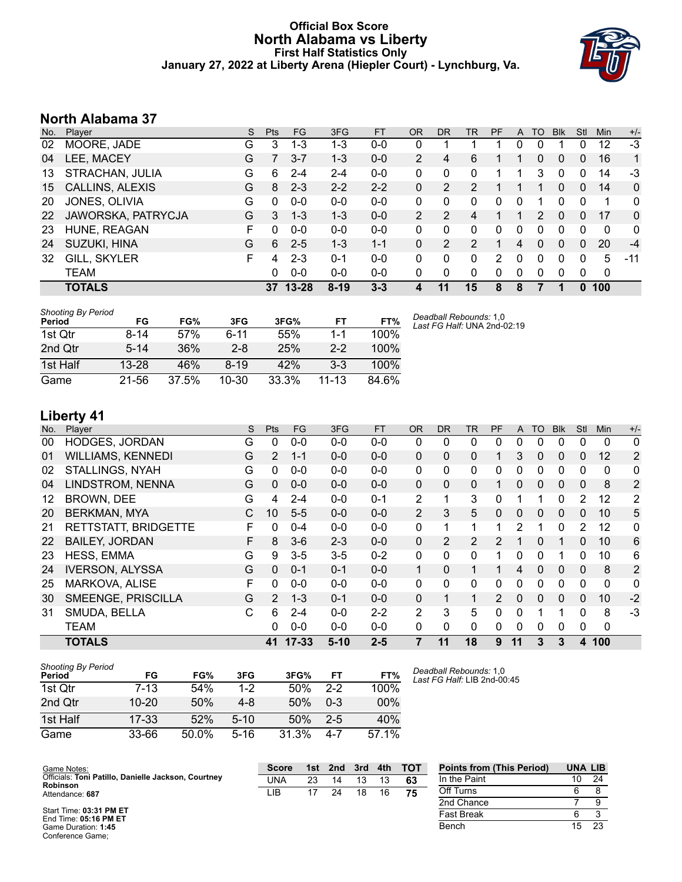# Official Box Score
## North Alabama vs Liberty
### First Half Statistics Only
### January 27, 2022 at Liberty Arena (Hiepler Court) - Lynchburg, Va.

## North Alabama 37

| No. | Player | S | Pts | FG | 3FG | FT | OR | DR | TR | PF | A | TO | Blk | Stl | Min | +/- |
|---|---|---|---|---|---|---|---|---|---|---|---|---|---|---|---|---|
| 02 | MOORE, JADE | G | 3 | 1-3 | 1-3 | 0-0 | 0 | 1 | 1 | 1 | 0 | 0 | 1 | 0 | 12 | -3 |
| 04 | LEE, MACEY | G | 7 | 3-7 | 1-3 | 0-0 | 2 | 4 | 6 | 1 | 1 | 0 | 0 | 0 | 16 | 1 |
| 13 | STRACHAN, JULIA | G | 6 | 2-4 | 2-4 | 0-0 | 0 | 0 | 0 | 1 | 1 | 3 | 0 | 0 | 14 | -3 |
| 15 | CALLINS, ALEXIS | G | 8 | 2-3 | 2-2 | 2-2 | 0 | 2 | 2 | 1 | 1 | 1 | 0 | 0 | 14 | 0 |
| 20 | JONES, OLIVIA | G | 0 | 0-0 | 0-0 | 0-0 | 0 | 0 | 0 | 0 | 0 | 1 | 0 | 0 | 1 | 0 |
| 22 | JAWORSKA, PATRYCJA | G | 3 | 1-3 | 1-3 | 0-0 | 2 | 2 | 4 | 1 | 1 | 2 | 0 | 0 | 17 | 0 |
| 23 | HUNE, REAGAN | F | 0 | 0-0 | 0-0 | 0-0 | 0 | 0 | 0 | 0 | 0 | 0 | 0 | 0 | 0 | 0 |
| 24 | SUZUKI, HINA | G | 6 | 2-5 | 1-3 | 1-1 | 0 | 2 | 2 | 1 | 4 | 0 | 0 | 0 | 20 | -4 |
| 32 | GILL, SKYLER | F | 4 | 2-3 | 0-1 | 0-0 | 0 | 0 | 0 | 2 | 0 | 0 | 0 | 0 | 5 | -11 |
| | TEAM | | 0 | 0-0 | 0-0 | 0-0 | 0 | 0 | 0 | 0 | 0 | 0 | 0 | 0 | 0 | |
| | **TOTALS** | | **37** | **13-28** | **8-19** | **3-3** | **4** | **11** | **15** | **8** | **8** | **7** | **1** | **0** | **100** | |

*Shooting By Period*

| Period | FG | FG% | 3FG | 3FG% | FT | FT% |
|---|---|---|---|---|---|---|
| 1st Qtr | 8-14 | 57% | 6-11 | 55% | 1-1 | 100% |
| 2nd Qtr | 5-14 | 36% | 2-8 | 25% | 2-2 | 100% |
| 1st Half | 13-28 | 46% | 8-19 | 42% | 3-3 | 100% |
| Game | 21-56 | 37.5% | 10-30 | 33.3% | 11-13 | 84.6% |

*Deadball Rebounds:* 1,0
*Last FG Half:* UNA 2nd-02:19

## Liberty 41

| No. | Player | S | Pts | FG | 3FG | FT | OR | DR | TR | PF | A | TO | Blk | Stl | Min | +/- |
|---|---|---|---|---|---|---|---|---|---|---|---|---|---|---|---|---|
| 00 | HODGES, JORDAN | G | 0 | 0-0 | 0-0 | 0-0 | 0 | 0 | 0 | 0 | 0 | 0 | 0 | 0 | 0 | 0 |
| 01 | WILLIAMS, KENNEDI | G | 2 | 1-1 | 0-0 | 0-0 | 0 | 0 | 0 | 1 | 3 | 0 | 0 | 0 | 12 | 2 |
| 02 | STALLINGS, NYAH | G | 0 | 0-0 | 0-0 | 0-0 | 0 | 0 | 0 | 0 | 0 | 0 | 0 | 0 | 0 | 0 |
| 04 | LINDSTROM, NENNA | G | 0 | 0-0 | 0-0 | 0-0 | 0 | 0 | 0 | 1 | 0 | 0 | 0 | 0 | 8 | 2 |
| 12 | BROWN, DEE | G | 4 | 2-4 | 0-0 | 0-1 | 2 | 1 | 3 | 0 | 1 | 1 | 0 | 2 | 12 | 2 |
| 20 | BERKMAN, MYA | C | 10 | 5-5 | 0-0 | 0-0 | 2 | 3 | 5 | 0 | 0 | 0 | 0 | 0 | 10 | 5 |
| 21 | RETTSTATT, BRIDGETTE | F | 0 | 0-4 | 0-0 | 0-0 | 0 | 1 | 1 | 1 | 2 | 1 | 0 | 2 | 12 | 0 |
| 22 | BAILEY, JORDAN | F | 8 | 3-6 | 2-3 | 0-0 | 0 | 2 | 2 | 2 | 1 | 0 | 1 | 0 | 10 | 6 |
| 23 | HESS, EMMA | G | 9 | 3-5 | 3-5 | 0-2 | 0 | 0 | 0 | 1 | 0 | 0 | 1 | 0 | 10 | 6 |
| 24 | IVERSON, ALYSSA | G | 0 | 0-1 | 0-1 | 0-0 | 1 | 0 | 1 | 1 | 4 | 0 | 0 | 0 | 8 | 2 |
| 25 | MARKOVA, ALISE | F | 0 | 0-0 | 0-0 | 0-0 | 0 | 0 | 0 | 0 | 0 | 0 | 0 | 0 | 0 | 0 |
| 30 | SMEENGE, PRISCILLA | G | 2 | 1-3 | 0-1 | 0-0 | 0 | 1 | 1 | 2 | 0 | 0 | 0 | 0 | 10 | -2 |
| 31 | SMUDA, BELLA | C | 6 | 2-4 | 0-0 | 2-2 | 2 | 3 | 5 | 0 | 0 | 1 | 1 | 0 | 8 | -3 |
| | TEAM | | 0 | 0-0 | 0-0 | 0-0 | 0 | 0 | 0 | 0 | 0 | 0 | 0 | 0 | 0 | |
| | **TOTALS** | | **41** | **17-33** | **5-10** | **2-5** | **7** | **11** | **18** | **9** | **11** | **3** | **3** | **4** | **100** | |

*Shooting By Period*

| Period | FG | FG% | 3FG | 3FG% | FT | FT% |
|---|---|---|---|---|---|---|
| 1st Qtr | 7-13 | 54% | 1-2 | 50% | 2-2 | 100% |
| 2nd Qtr | 10-20 | 50% | 4-8 | 50% | 0-3 | 00% |
| 1st Half | 17-33 | 52% | 5-10 | 50% | 2-5 | 40% |
| Game | 33-66 | 50.0% | 5-16 | 31.3% | 4-7 | 57.1% |

*Deadball Rebounds:* 1,0
*Last FG Half:* LIB 2nd-00:45

Game Notes:
Officials: **Toni Patillo, Danielle Jackson, Courtney Robinson**
Attendance: **687**

Start Time: **03:31 PM ET**
End Time: **05:16 PM ET**
Game Duration: **1:45**
Conference Game;

| Score | 1st | 2nd | 3rd | 4th | TOT |
|---|---|---|---|---|---|
| UNA | 23 | 14 | 13 | 13 | **63** |
| LIB | 17 | 24 | 18 | 16 | **75** |

| Points from (This Period) | UNA | LIB |
|---|---|---|
| In the Paint | 10 | 24 |
| Off Turns | 6 | 8 |
| 2nd Chance | 7 | 9 |
| Fast Break | 6 | 3 |
| Bench | 15 | 23 |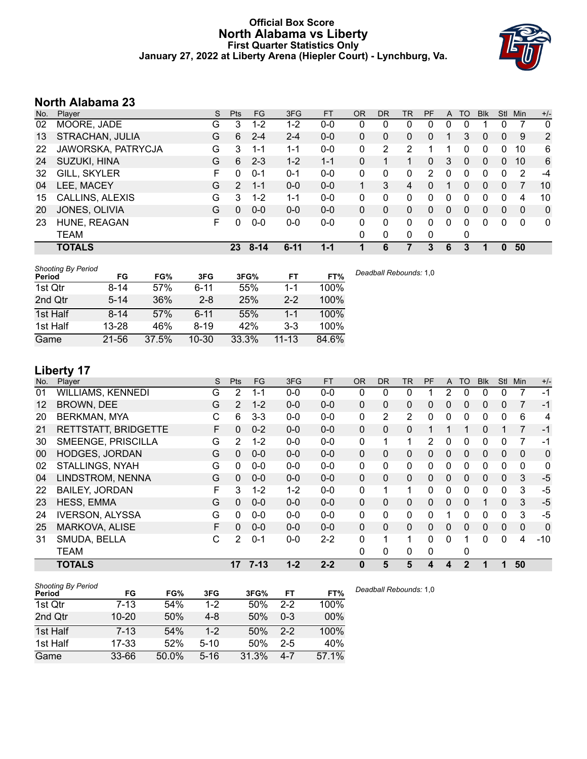# Official Box Score
## North Alabama vs Liberty
### First Quarter Statistics Only
### January 27, 2022 at Liberty Arena (Hiepler Court) - Lynchburg, Va.

## North Alabama 23

| No. | Player | S | Pts | FG | 3FG | FT | OR | DR | TR | PF | A | TO | Blk | Stl | Min | +/- |
|---|---|---|---|---|---|---|---|---|---|---|---|---|---|---|---|---|
| 02 | MOORE, JADE | G | 3 | 1-2 | 1-2 | 0-0 | 0 | 0 | 0 | 0 | 0 | 0 | 1 | 0 | 7 | 0 |
| 13 | STRACHAN, JULIA | G | 6 | 2-4 | 2-4 | 0-0 | 0 | 0 | 0 | 0 | 1 | 3 | 0 | 0 | 9 | 2 |
| 22 | JAWORSKA, PATRYCJA | G | 3 | 1-1 | 1-1 | 0-0 | 0 | 2 | 2 | 1 | 1 | 0 | 0 | 0 | 10 | 6 |
| 24 | SUZUKI, HINA | G | 6 | 2-3 | 1-2 | 1-1 | 0 | 1 | 1 | 0 | 3 | 0 | 0 | 0 | 10 | 6 |
| 32 | GILL, SKYLER | F | 0 | 0-1 | 0-1 | 0-0 | 0 | 0 | 0 | 2 | 0 | 0 | 0 | 0 | 2 | -4 |
| 04 | LEE, MACEY | G | 2 | 1-1 | 0-0 | 0-0 | 1 | 3 | 4 | 0 | 1 | 0 | 0 | 0 | 7 | 10 |
| 15 | CALLINS, ALEXIS | G | 3 | 1-2 | 1-1 | 0-0 | 0 | 0 | 0 | 0 | 0 | 0 | 0 | 0 | 4 | 10 |
| 20 | JONES, OLIVIA | G | 0 | 0-0 | 0-0 | 0-0 | 0 | 0 | 0 | 0 | 0 | 0 | 0 | 0 | 0 | 0 |
| 23 | HUNE, REAGAN | F | 0 | 0-0 | 0-0 | 0-0 | 0 | 0 | 0 | 0 | 0 | 0 | 0 | 0 | 0 | 0 |
| | TEAM | | | | | | 0 | 0 | 0 | 0 | | 0 | | | | |
| | **TOTALS** | | **23** | **8-14** | **6-11** | **1-1** | **1** | **6** | **7** | **3** | **6** | **3** | **1** | **0** | **50** | |

*Shooting By Period*

| Period | FG | FG% | 3FG | 3FG% | FT | FT% |
|---|---|---|---|---|---|---|
| 1st Qtr | 8-14 | 57% | 6-11 | 55% | 1-1 | 100% |
| 2nd Qtr | 5-14 | 36% | 2-8 | 25% | 2-2 | 100% |
| 1st Half | 8-14 | 57% | 6-11 | 55% | 1-1 | 100% |
| 1st Half | 13-28 | 46% | 8-19 | 42% | 3-3 | 100% |
| Game | 21-56 | 37.5% | 10-30 | 33.3% | 11-13 | 84.6% |

*Deadball Rebounds:* 1,0

## Liberty 17

| No. | Player | S | Pts | FG | 3FG | FT | OR | DR | TR | PF | A | TO | Blk | Stl | Min | +/- |
|---|---|---|---|---|---|---|---|---|---|---|---|---|---|---|---|---|
| 01 | WILLIAMS, KENNEDI | G | 2 | 1-1 | 0-0 | 0-0 | 0 | 0 | 0 | 1 | 2 | 0 | 0 | 0 | 7 | -1 |
| 12 | BROWN, DEE | G | 2 | 1-2 | 0-0 | 0-0 | 0 | 0 | 0 | 0 | 0 | 0 | 0 | 0 | 7 | -1 |
| 20 | BERKMAN, MYA | C | 6 | 3-3 | 0-0 | 0-0 | 0 | 2 | 2 | 0 | 0 | 0 | 0 | 0 | 6 | 4 |
| 21 | RETTSTATT, BRIDGETTE | F | 0 | 0-2 | 0-0 | 0-0 | 0 | 0 | 0 | 1 | 1 | 1 | 0 | 1 | 7 | -1 |
| 30 | SMEENGE, PRISCILLA | G | 2 | 1-2 | 0-0 | 0-0 | 0 | 1 | 1 | 2 | 0 | 0 | 0 | 0 | 7 | -1 |
| 00 | HODGES, JORDAN | G | 0 | 0-0 | 0-0 | 0-0 | 0 | 0 | 0 | 0 | 0 | 0 | 0 | 0 | 0 | 0 |
| 02 | STALLINGS, NYAH | G | 0 | 0-0 | 0-0 | 0-0 | 0 | 0 | 0 | 0 | 0 | 0 | 0 | 0 | 0 | 0 |
| 04 | LINDSTROM, NENNA | G | 0 | 0-0 | 0-0 | 0-0 | 0 | 0 | 0 | 0 | 0 | 0 | 0 | 0 | 3 | -5 |
| 22 | BAILEY, JORDAN | F | 3 | 1-2 | 1-2 | 0-0 | 0 | 1 | 1 | 0 | 0 | 0 | 0 | 0 | 3 | -5 |
| 23 | HESS, EMMA | G | 0 | 0-0 | 0-0 | 0-0 | 0 | 0 | 0 | 0 | 0 | 0 | 1 | 0 | 3 | -5 |
| 24 | IVERSON, ALYSSA | G | 0 | 0-0 | 0-0 | 0-0 | 0 | 0 | 0 | 0 | 1 | 0 | 0 | 0 | 3 | -5 |
| 25 | MARKOVA, ALISE | F | 0 | 0-0 | 0-0 | 0-0 | 0 | 0 | 0 | 0 | 0 | 0 | 0 | 0 | 0 | 0 |
| 31 | SMUDA, BELLA | C | 2 | 0-1 | 0-0 | 2-2 | 0 | 1 | 1 | 0 | 0 | 1 | 0 | 0 | 4 | -10 |
| | TEAM | | | | | | 0 | 0 | 0 | 0 | | 0 | | | | |
| | **TOTALS** | | **17** | **7-13** | **1-2** | **2-2** | **0** | **5** | **5** | **4** | **4** | **2** | **1** | **1** | **50** | |

*Shooting By Period*

| Period | FG | FG% | 3FG | 3FG% | FT | FT% |
|---|---|---|---|---|---|---|
| 1st Qtr | 7-13 | 54% | 1-2 | 50% | 2-2 | 100% |
| 2nd Qtr | 10-20 | 50% | 4-8 | 50% | 0-3 | 00% |
| 1st Half | 7-13 | 54% | 1-2 | 50% | 2-2 | 100% |
| 1st Half | 17-33 | 52% | 5-10 | 50% | 2-5 | 40% |
| Game | 33-66 | 50.0% | 5-16 | 31.3% | 4-7 | 57.1% |

*Deadball Rebounds:* 1,0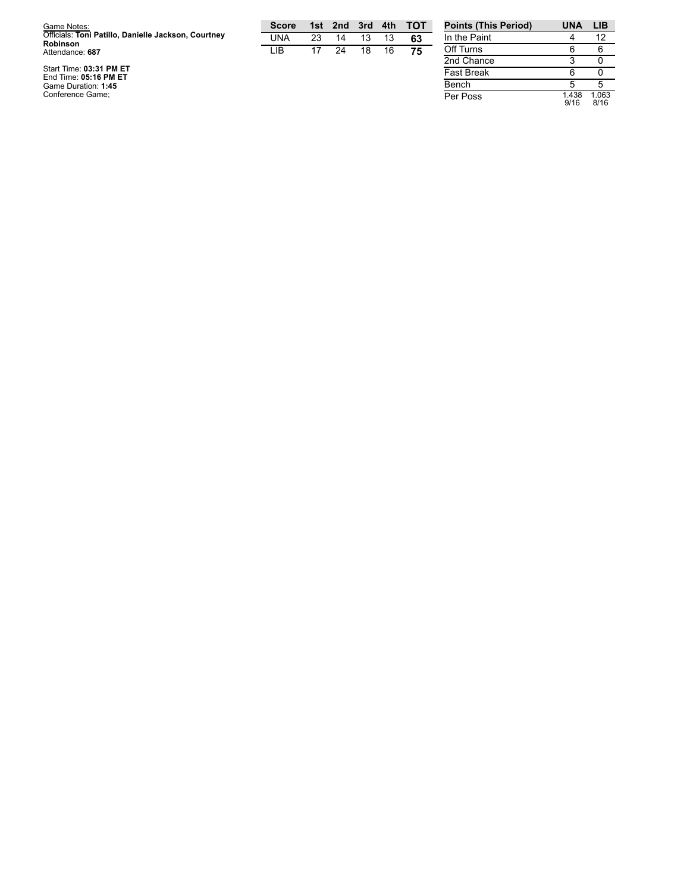Game Notes:
Officials: **Toni Patillo, Danielle Jackson, Courtney Robinson**
Attendance: **687**

Start Time: **03:31 PM ET**
End Time: **05:16 PM ET**
Game Duration: **1:45**
Conference Game;

| Score | 1st | 2nd | 3rd | 4th | TOT |
|---|---|---|---|---|---|
| UNA | 23 | 14 | 13 | 13 | **63** |
| LIB | 17 | 24 | 18 | 16 | **75** |

| Points (This Period) | UNA | LIB |
|---|---|---|
| In the Paint | 4 | 12 |
| Off Turns | 6 | 6 |
| 2nd Chance | 3 | 0 |
| Fast Break | 6 | 0 |
| Bench | 5 | 5 |
| Per Poss | 1.438 9/16 | 1.063 8/16 |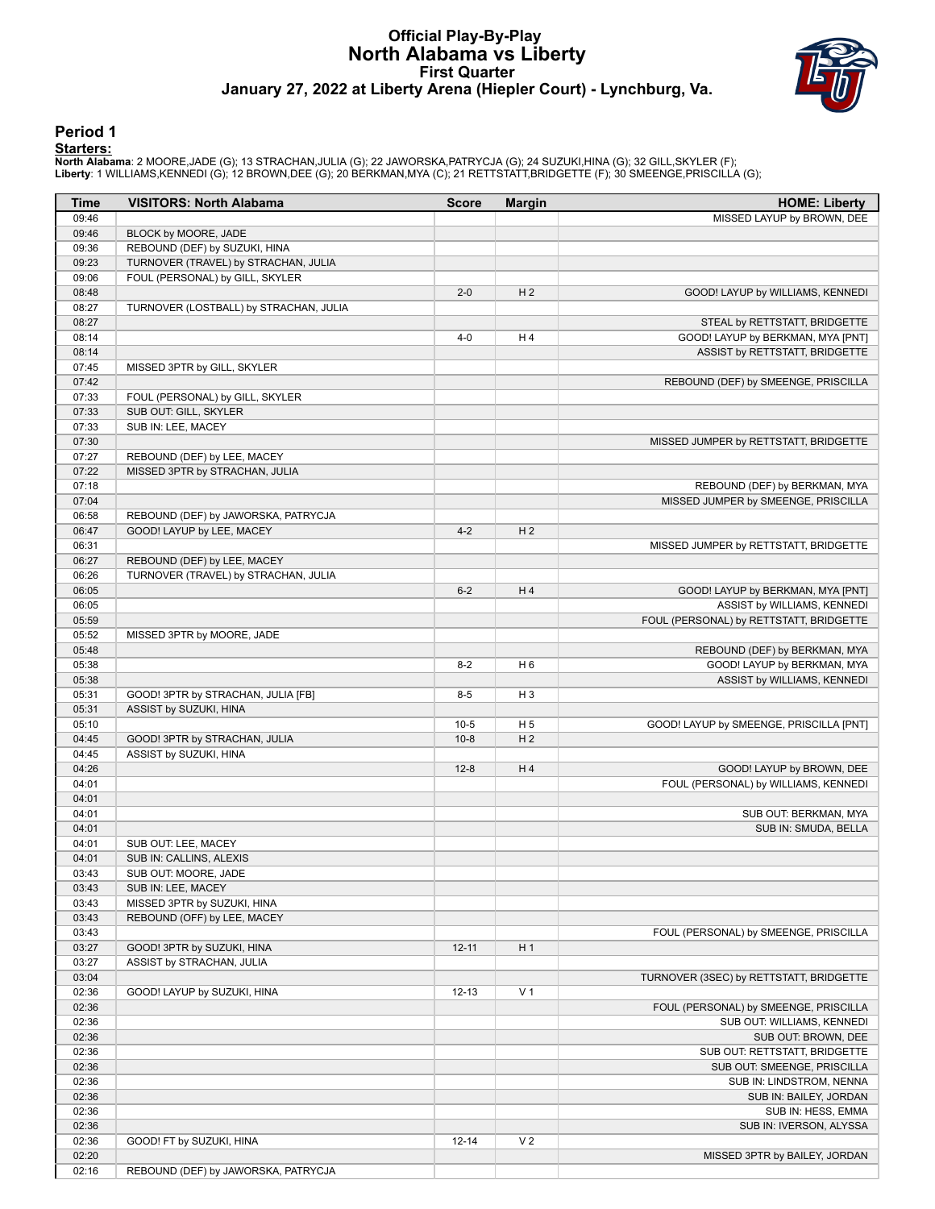# Official Play-By-Play
## North Alabama vs Liberty
### First Quarter
### January 27, 2022 at Liberty Arena (Hiepler Court) - Lynchburg, Va.

## Period 1

**Starters:**

**North Alabama**: 2 MOORE,JADE (G); 13 STRACHAN,JULIA (G); 22 JAWORSKA,PATRYCJA (G); 24 SUZUKI,HINA (G); 32 GILL,SKYLER (F);
**Liberty**: 1 WILLIAMS,KENNEDI (G); 12 BROWN,DEE (G); 20 BERKMAN,MYA (C); 21 RETTSTATT,BRIDGETTE (F); 30 SMEENGE,PRISCILLA (G);

| Time | VISITORS: North Alabama | Score | Margin | HOME: Liberty |
|---|---|---|---|---|
| 09:46 | | | | MISSED LAYUP by BROWN, DEE |
| 09:46 | BLOCK by MOORE, JADE | | | |
| 09:36 | REBOUND (DEF) by SUZUKI, HINA | | | |
| 09:23 | TURNOVER (TRAVEL) by STRACHAN, JULIA | | | |
| 09:06 | FOUL (PERSONAL) by GILL, SKYLER | | | |
| 08:48 | | 2-0 | H 2 | GOOD! LAYUP by WILLIAMS, KENNEDI |
| 08:27 | TURNOVER (LOSTBALL) by STRACHAN, JULIA | | | |
| 08:27 | | | | STEAL by RETTSTATT, BRIDGETTE |
| 08:14 | | 4-0 | H 4 | GOOD! LAYUP by BERKMAN, MYA [PNT] |
| 08:14 | | | | ASSIST by RETTSTATT, BRIDGETTE |
| 07:45 | MISSED 3PTR by GILL, SKYLER | | | |
| 07:42 | | | | REBOUND (DEF) by SMEENGE, PRISCILLA |
| 07:33 | FOUL (PERSONAL) by GILL, SKYLER | | | |
| 07:33 | SUB OUT: GILL, SKYLER | | | |
| 07:33 | SUB IN: LEE, MACEY | | | |
| 07:30 | | | | MISSED JUMPER by RETTSTATT, BRIDGETTE |
| 07:27 | REBOUND (DEF) by LEE, MACEY | | | |
| 07:22 | MISSED 3PTR by STRACHAN, JULIA | | | |
| 07:18 | | | | REBOUND (DEF) by BERKMAN, MYA |
| 07:04 | | | | MISSED JUMPER by SMEENGE, PRISCILLA |
| 06:58 | REBOUND (DEF) by JAWORSKA, PATRYCJA | | | |
| 06:47 | GOOD! LAYUP by LEE, MACEY | 4-2 | H 2 | |
| 06:31 | | | | MISSED JUMPER by RETTSTATT, BRIDGETTE |
| 06:27 | REBOUND (DEF) by LEE, MACEY | | | |
| 06:26 | TURNOVER (TRAVEL) by STRACHAN, JULIA | | | |
| 06:05 | | 6-2 | H 4 | GOOD! LAYUP by BERKMAN, MYA [PNT] |
| 06:05 | | | | ASSIST by WILLIAMS, KENNEDI |
| 05:59 | | | | FOUL (PERSONAL) by RETTSTATT, BRIDGETTE |
| 05:52 | MISSED 3PTR by MOORE, JADE | | | |
| 05:48 | | | | REBOUND (DEF) by BERKMAN, MYA |
| 05:38 | | 8-2 | H 6 | GOOD! LAYUP by BERKMAN, MYA |
| 05:38 | | | | ASSIST by WILLIAMS, KENNEDI |
| 05:31 | GOOD! 3PTR by STRACHAN, JULIA [FB] | 8-5 | H 3 | |
| 05:31 | ASSIST by SUZUKI, HINA | | | |
| 05:10 | | 10-5 | H 5 | GOOD! LAYUP by SMEENGE, PRISCILLA [PNT] |
| 04:45 | GOOD! 3PTR by STRACHAN, JULIA | 10-8 | H 2 | |
| 04:45 | ASSIST by SUZUKI, HINA | | | |
| 04:26 | | 12-8 | H 4 | GOOD! LAYUP by BROWN, DEE |
| 04:01 | | | | FOUL (PERSONAL) by WILLIAMS, KENNEDI |
| 04:01 | | | | |
| 04:01 | | | | SUB OUT: BERKMAN, MYA |
| 04:01 | | | | SUB IN: SMUDA, BELLA |
| 04:01 | SUB OUT: LEE, MACEY | | | |
| 04:01 | SUB IN: CALLINS, ALEXIS | | | |
| 03:43 | SUB OUT: MOORE, JADE | | | |
| 03:43 | SUB IN: LEE, MACEY | | | |
| 03:43 | MISSED 3PTR by SUZUKI, HINA | | | |
| 03:43 | REBOUND (OFF) by LEE, MACEY | | | |
| 03:43 | | | | FOUL (PERSONAL) by SMEENGE, PRISCILLA |
| 03:27 | GOOD! 3PTR by SUZUKI, HINA | 12-11 | H 1 | |
| 03:27 | ASSIST by STRACHAN, JULIA | | | |
| 03:04 | | | | TURNOVER (3SEC) by RETTSTATT, BRIDGETTE |
| 02:36 | GOOD! LAYUP by SUZUKI, HINA | 12-13 | V 1 | |
| 02:36 | | | | FOUL (PERSONAL) by SMEENGE, PRISCILLA |
| 02:36 | | | | SUB OUT: WILLIAMS, KENNEDI |
| 02:36 | | | | SUB OUT: BROWN, DEE |
| 02:36 | | | | SUB OUT: RETTSTATT, BRIDGETTE |
| 02:36 | | | | SUB OUT: SMEENGE, PRISCILLA |
| 02:36 | | | | SUB IN: LINDSTROM, NENNA |
| 02:36 | | | | SUB IN: BAILEY, JORDAN |
| 02:36 | | | | SUB IN: HESS, EMMA |
| 02:36 | | | | SUB IN: IVERSON, ALYSSA |
| 02:36 | GOOD! FT by SUZUKI, HINA | 12-14 | V 2 | |
| 02:20 | | | | MISSED 3PTR by BAILEY, JORDAN |
| 02:16 | REBOUND (DEF) by JAWORSKA, PATRYCJA | | | |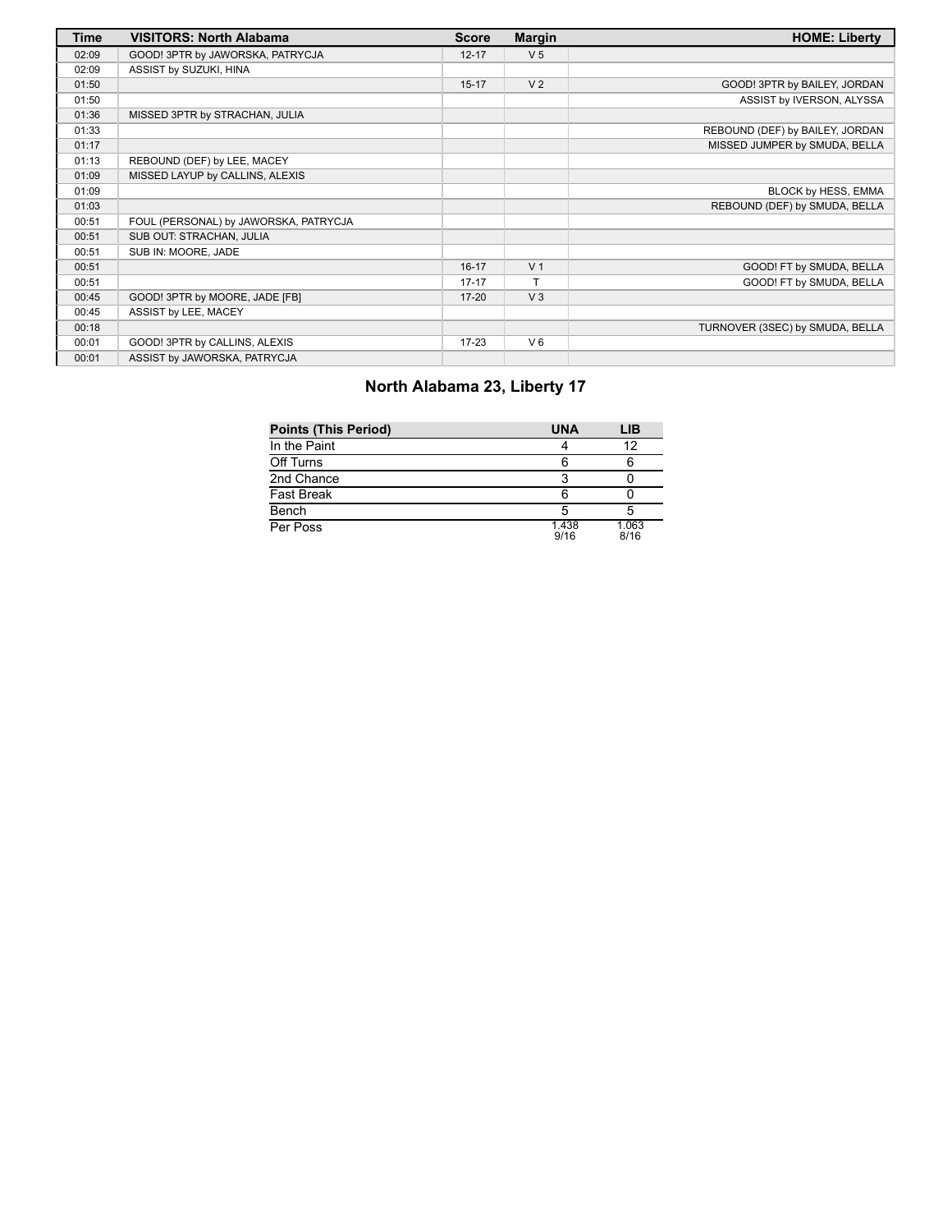| Time | VISITORS: North Alabama | Score | Margin | HOME: Liberty |
|---|---|---|---|---|
| 02:09 | GOOD! 3PTR by JAWORSKA, PATRYCJA | 12-17 | V 5 | |
| 02:09 | ASSIST by SUZUKI, HINA | | | |
| 01:50 | | 15-17 | V 2 | GOOD! 3PTR by BAILEY, JORDAN |
| 01:50 | | | | ASSIST by IVERSON, ALYSSA |
| 01:36 | MISSED 3PTR by STRACHAN, JULIA | | | |
| 01:33 | | | | REBOUND (DEF) by BAILEY, JORDAN |
| 01:17 | | | | MISSED JUMPER by SMUDA, BELLA |
| 01:13 | REBOUND (DEF) by LEE, MACEY | | | |
| 01:09 | MISSED LAYUP by CALLINS, ALEXIS | | | |
| 01:09 | | | | BLOCK by HESS, EMMA |
| 01:03 | | | | REBOUND (DEF) by SMUDA, BELLA |
| 00:51 | FOUL (PERSONAL) by JAWORSKA, PATRYCJA | | | |
| 00:51 | SUB OUT: STRACHAN, JULIA | | | |
| 00:51 | SUB IN: MOORE, JADE | | | |
| 00:51 | | 16-17 | V 1 | GOOD! FT by SMUDA, BELLA |
| 00:51 | | 17-17 | T | GOOD! FT by SMUDA, BELLA |
| 00:45 | GOOD! 3PTR by MOORE, JADE [FB] | 17-20 | V 3 | |
| 00:45 | ASSIST by LEE, MACEY | | | |
| 00:18 | | | | TURNOVER (3SEC) by SMUDA, BELLA |
| 00:01 | GOOD! 3PTR by CALLINS, ALEXIS | 17-23 | V 6 | |
| 00:01 | ASSIST by JAWORSKA, PATRYCJA | | | |

## North Alabama 23, Liberty 17

| Points (This Period) | UNA | LIB |
|---|---|---|
| In the Paint | 4 | 12 |
| Off Turns | 6 | 6 |
| 2nd Chance | 3 | 0 |
| Fast Break | 6 | 0 |
| Bench | 5 | 5 |
| Per Poss | 1.438 9/16 | 1.063 8/16 |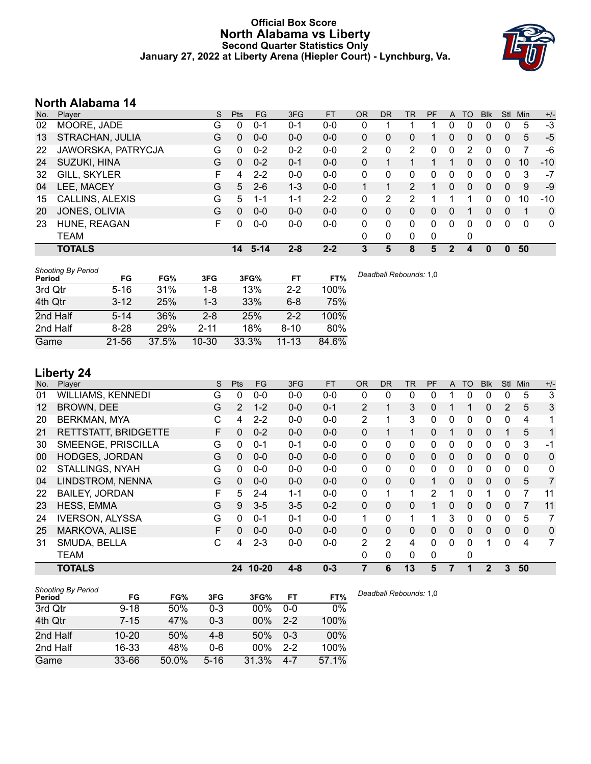# Official Box Score
# North Alabama vs Liberty
## Second Quarter Statistics Only
### January 27, 2022 at Liberty Arena (Hiepler Court) - Lynchburg, Va.

## North Alabama 14

| No. | Player | S | Pts | FG | 3FG | FT | OR | DR | TR | PF | A | TO | Blk | Stl | Min | +/- |
|---|---|---|---|---|---|---|---|---|---|---|---|---|---|---|---|---|
| 02 | MOORE, JADE | G | 0 | 0-1 | 0-1 | 0-0 | 0 | 1 | 1 | 1 | 0 | 0 | 0 | 0 | 5 | -3 |
| 13 | STRACHAN, JULIA | G | 0 | 0-0 | 0-0 | 0-0 | 0 | 0 | 0 | 1 | 0 | 0 | 0 | 0 | 5 | -5 |
| 22 | JAWORSKA, PATRYCJA | G | 0 | 0-2 | 0-2 | 0-0 | 2 | 0 | 2 | 0 | 0 | 2 | 0 | 0 | 7 | -6 |
| 24 | SUZUKI, HINA | G | 0 | 0-2 | 0-1 | 0-0 | 0 | 1 | 1 | 1 | 1 | 0 | 0 | 0 | 10 | -10 |
| 32 | GILL, SKYLER | F | 4 | 2-2 | 0-0 | 0-0 | 0 | 0 | 0 | 0 | 0 | 0 | 0 | 0 | 3 | -7 |
| 04 | LEE, MACEY | G | 5 | 2-6 | 1-3 | 0-0 | 1 | 1 | 2 | 1 | 0 | 0 | 0 | 0 | 9 | -9 |
| 15 | CALLINS, ALEXIS | G | 5 | 1-1 | 1-1 | 2-2 | 0 | 2 | 2 | 1 | 1 | 1 | 0 | 0 | 10 | -10 |
| 20 | JONES, OLIVIA | G | 0 | 0-0 | 0-0 | 0-0 | 0 | 0 | 0 | 0 | 0 | 1 | 0 | 0 | 1 | 0 |
| 23 | HUNE, REAGAN | F | 0 | 0-0 | 0-0 | 0-0 | 0 | 0 | 0 | 0 | 0 | 0 | 0 | 0 | 0 | 0 |
| | TEAM | | | | | | 0 | 0 | 0 | 0 | | 0 | | | | |
| | **TOTALS** | | **14** | **5-14** | **2-8** | **2-2** | **3** | **5** | **8** | **5** | **2** | **4** | **0** | **0** | **50** | |

*Shooting By Period*

| Period | FG | FG% | 3FG | 3FG% | FT | FT% |
|---|---|---|---|---|---|---|
| 3rd Qtr | 5-16 | 31% | 1-8 | 13% | 2-2 | 100% |
| 4th Qtr | 3-12 | 25% | 1-3 | 33% | 6-8 | 75% |
| 2nd Half | 5-14 | 36% | 2-8 | 25% | 2-2 | 100% |
| 2nd Half | 8-28 | 29% | 2-11 | 18% | 8-10 | 80% |
| Game | 21-56 | 37.5% | 10-30 | 33.3% | 11-13 | 84.6% |

*Deadball Rebounds:* 1,0

## Liberty 24

| No. | Player | S | Pts | FG | 3FG | FT | OR | DR | TR | PF | A | TO | Blk | Stl | Min | +/- |
|---|---|---|---|---|---|---|---|---|---|---|---|---|---|---|---|---|
| 01 | WILLIAMS, KENNEDI | G | 0 | 0-0 | 0-0 | 0-0 | 0 | 0 | 0 | 0 | 1 | 0 | 0 | 0 | 5 | 3 |
| 12 | BROWN, DEE | G | 2 | 1-2 | 0-0 | 0-1 | 2 | 1 | 3 | 0 | 1 | 1 | 0 | 2 | 5 | 3 |
| 20 | BERKMAN, MYA | C | 4 | 2-2 | 0-0 | 0-0 | 2 | 1 | 3 | 0 | 0 | 0 | 0 | 0 | 4 | 1 |
| 21 | RETTSTATT, BRIDGETTE | F | 0 | 0-2 | 0-0 | 0-0 | 0 | 1 | 1 | 0 | 1 | 0 | 0 | 1 | 5 | 1 |
| 30 | SMEENGE, PRISCILLA | G | 0 | 0-1 | 0-1 | 0-0 | 0 | 0 | 0 | 0 | 0 | 0 | 0 | 0 | 3 | -1 |
| 00 | HODGES, JORDAN | G | 0 | 0-0 | 0-0 | 0-0 | 0 | 0 | 0 | 0 | 0 | 0 | 0 | 0 | 0 | 0 |
| 02 | STALLINGS, NYAH | G | 0 | 0-0 | 0-0 | 0-0 | 0 | 0 | 0 | 0 | 0 | 0 | 0 | 0 | 0 | 0 |
| 04 | LINDSTROM, NENNA | G | 0 | 0-0 | 0-0 | 0-0 | 0 | 0 | 0 | 1 | 0 | 0 | 0 | 0 | 5 | 7 |
| 22 | BAILEY, JORDAN | F | 5 | 2-4 | 1-1 | 0-0 | 0 | 1 | 1 | 2 | 1 | 0 | 1 | 0 | 7 | 11 |
| 23 | HESS, EMMA | G | 9 | 3-5 | 3-5 | 0-2 | 0 | 0 | 0 | 1 | 0 | 0 | 0 | 0 | 7 | 11 |
| 24 | IVERSON, ALYSSA | G | 0 | 0-1 | 0-1 | 0-0 | 1 | 0 | 1 | 1 | 3 | 0 | 0 | 0 | 5 | 7 |
| 25 | MARKOVA, ALISE | F | 0 | 0-0 | 0-0 | 0-0 | 0 | 0 | 0 | 0 | 0 | 0 | 0 | 0 | 0 | 0 |
| 31 | SMUDA, BELLA | C | 4 | 2-3 | 0-0 | 0-0 | 2 | 2 | 4 | 0 | 0 | 0 | 1 | 0 | 4 | 7 |
| | TEAM | | | | | | 0 | 0 | 0 | 0 | | 0 | | | | |
| | **TOTALS** | | **24** | **10-20** | **4-8** | **0-3** | **7** | **6** | **13** | **5** | **7** | **1** | **2** | **3** | **50** | |

*Shooting By Period*

| Period | FG | FG% | 3FG | 3FG% | FT | FT% |
|---|---|---|---|---|---|---|
| 3rd Qtr | 9-18 | 50% | 0-3 | 00% | 0-0 | 0% |
| 4th Qtr | 7-15 | 47% | 0-3 | 00% | 2-2 | 100% |
| 2nd Half | 10-20 | 50% | 4-8 | 50% | 0-3 | 00% |
| 2nd Half | 16-33 | 48% | 0-6 | 00% | 2-2 | 100% |
| Game | 33-66 | 50.0% | 5-16 | 31.3% | 4-7 | 57.1% |

*Deadball Rebounds:* 1,0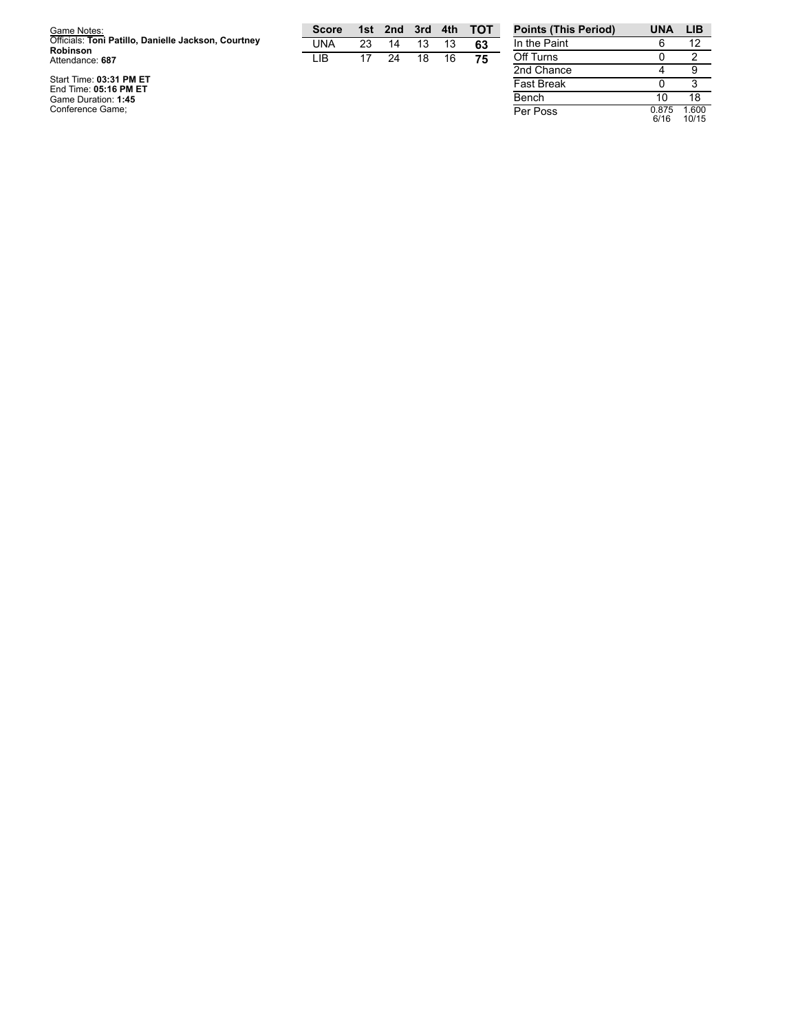Game Notes:
Officials: **Toni Patillo, Danielle Jackson, Courtney Robinson**
Attendance: **687**

Start Time: **03:31 PM ET**
End Time: **05:16 PM ET**
Game Duration: **1:45**
Conference Game;

| Score | 1st | 2nd | 3rd | 4th | TOT |
|---|---|---|---|---|---|
| UNA | 23 | 14 | 13 | 13 | **63** |
| LIB | 17 | 24 | 18 | 16 | **75** |

| Points (This Period) | UNA | LIB |
|---|---|---|
| In the Paint | 6 | 12 |
| Off Turns | 0 | 2 |
| 2nd Chance | 4 | 9 |
| Fast Break | 0 | 3 |
| Bench | 10 | 18 |
| Per Poss | 0.875 6/16 | 1.600 10/15 |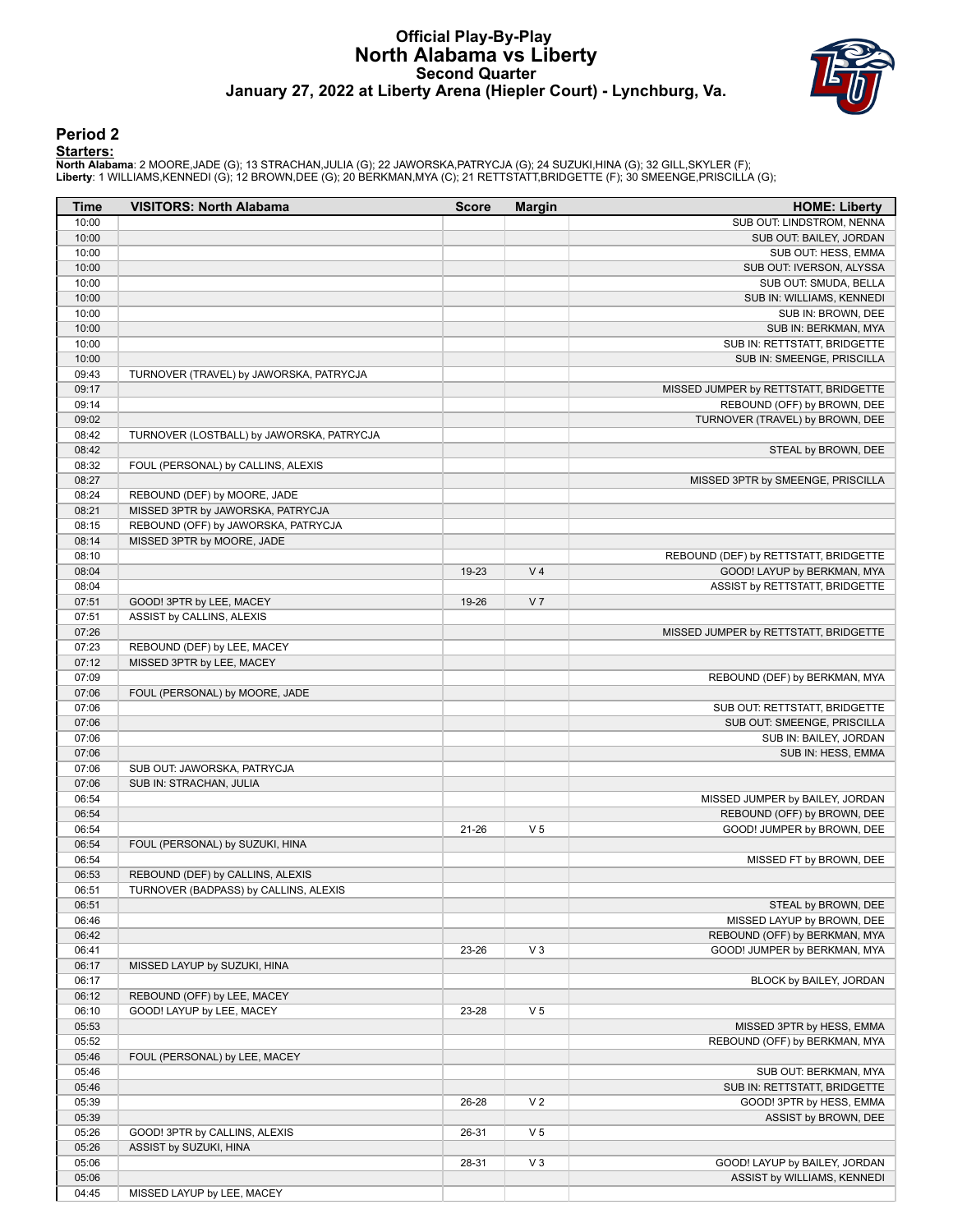# Official Play-By-Play
# North Alabama vs Liberty
## Second Quarter
### January 27, 2022 at Liberty Arena (Hiepler Court) - Lynchburg, Va.

## Period 2

**Starters:**

**North Alabama**: 2 MOORE,JADE (G); 13 STRACHAN,JULIA (G); 22 JAWORSKA,PATRYCJA (G); 24 SUZUKI,HINA (G); 32 GILL,SKYLER (F);
**Liberty**: 1 WILLIAMS,KENNEDI (G); 12 BROWN,DEE (G); 20 BERKMAN,MYA (C); 21 RETTSTATT,BRIDGETTE (F); 30 SMEENGE,PRISCILLA (G);

| Time | VISITORS: North Alabama | Score | Margin | HOME: Liberty |
|---|---|---|---|---|
| 10:00 | | | | SUB OUT: LINDSTROM, NENNA |
| 10:00 | | | | SUB OUT: BAILEY, JORDAN |
| 10:00 | | | | SUB OUT: HESS, EMMA |
| 10:00 | | | | SUB OUT: IVERSON, ALYSSA |
| 10:00 | | | | SUB OUT: SMUDA, BELLA |
| 10:00 | | | | SUB IN: WILLIAMS, KENNEDI |
| 10:00 | | | | SUB IN: BROWN, DEE |
| 10:00 | | | | SUB IN: BERKMAN, MYA |
| 10:00 | | | | SUB IN: RETTSTATT, BRIDGETTE |
| 10:00 | | | | SUB IN: SMEENGE, PRISCILLA |
| 09:43 | TURNOVER (TRAVEL) by JAWORSKA, PATRYCJA | | | |
| 09:17 | | | | MISSED JUMPER by RETTSTATT, BRIDGETTE |
| 09:14 | | | | REBOUND (OFF) by BROWN, DEE |
| 09:02 | | | | TURNOVER (TRAVEL) by BROWN, DEE |
| 08:42 | TURNOVER (LOSTBALL) by JAWORSKA, PATRYCJA | | | |
| 08:42 | | | | STEAL by BROWN, DEE |
| 08:32 | FOUL (PERSONAL) by CALLINS, ALEXIS | | | |
| 08:27 | | | | MISSED 3PTR by SMEENGE, PRISCILLA |
| 08:24 | REBOUND (DEF) by MOORE, JADE | | | |
| 08:21 | MISSED 3PTR by JAWORSKA, PATRYCJA | | | |
| 08:15 | REBOUND (OFF) by JAWORSKA, PATRYCJA | | | |
| 08:14 | MISSED 3PTR by MOORE, JADE | | | |
| 08:10 | | | | REBOUND (DEF) by RETTSTATT, BRIDGETTE |
| 08:04 | | 19-23 | V 4 | GOOD! LAYUP by BERKMAN, MYA |
| 08:04 | | | | ASSIST by RETTSTATT, BRIDGETTE |
| 07:51 | GOOD! 3PTR by LEE, MACEY | 19-26 | V 7 | |
| 07:51 | ASSIST by CALLINS, ALEXIS | | | |
| 07:26 | | | | MISSED JUMPER by RETTSTATT, BRIDGETTE |
| 07:23 | REBOUND (DEF) by LEE, MACEY | | | |
| 07:12 | MISSED 3PTR by LEE, MACEY | | | |
| 07:09 | | | | REBOUND (DEF) by BERKMAN, MYA |
| 07:06 | FOUL (PERSONAL) by MOORE, JADE | | | |
| 07:06 | | | | SUB OUT: RETTSTATT, BRIDGETTE |
| 07:06 | | | | SUB OUT: SMEENGE, PRISCILLA |
| 07:06 | | | | SUB IN: BAILEY, JORDAN |
| 07:06 | | | | SUB IN: HESS, EMMA |
| 07:06 | SUB OUT: JAWORSKA, PATRYCJA | | | |
| 07:06 | SUB IN: STRACHAN, JULIA | | | |
| 06:54 | | | | MISSED JUMPER by BAILEY, JORDAN |
| 06:54 | | | | REBOUND (OFF) by BROWN, DEE |
| 06:54 | | 21-26 | V 5 | GOOD! JUMPER by BROWN, DEE |
| 06:54 | FOUL (PERSONAL) by SUZUKI, HINA | | | |
| 06:54 | | | | MISSED FT by BROWN, DEE |
| 06:53 | REBOUND (DEF) by CALLINS, ALEXIS | | | |
| 06:51 | TURNOVER (BADPASS) by CALLINS, ALEXIS | | | |
| 06:51 | | | | STEAL by BROWN, DEE |
| 06:46 | | | | MISSED LAYUP by BROWN, DEE |
| 06:42 | | | | REBOUND (OFF) by BERKMAN, MYA |
| 06:41 | | 23-26 | V 3 | GOOD! JUMPER by BERKMAN, MYA |
| 06:17 | MISSED LAYUP by SUZUKI, HINA | | | |
| 06:17 | | | | BLOCK by BAILEY, JORDAN |
| 06:12 | REBOUND (OFF) by LEE, MACEY | | | |
| 06:10 | GOOD! LAYUP by LEE, MACEY | 23-28 | V 5 | |
| 05:53 | | | | MISSED 3PTR by HESS, EMMA |
| 05:52 | | | | REBOUND (OFF) by BERKMAN, MYA |
| 05:46 | FOUL (PERSONAL) by LEE, MACEY | | | |
| 05:46 | | | | SUB OUT: BERKMAN, MYA |
| 05:46 | | | | SUB IN: RETTSTATT, BRIDGETTE |
| 05:39 | | 26-28 | V 2 | GOOD! 3PTR by HESS, EMMA |
| 05:39 | | | | ASSIST by BROWN, DEE |
| 05:26 | GOOD! 3PTR by CALLINS, ALEXIS | 26-31 | V 5 | |
| 05:26 | ASSIST by SUZUKI, HINA | | | |
| 05:06 | | 28-31 | V 3 | GOOD! LAYUP by BAILEY, JORDAN |
| 05:06 | | | | ASSIST by WILLIAMS, KENNEDI |
| 04:45 | MISSED LAYUP by LEE, MACEY | | | |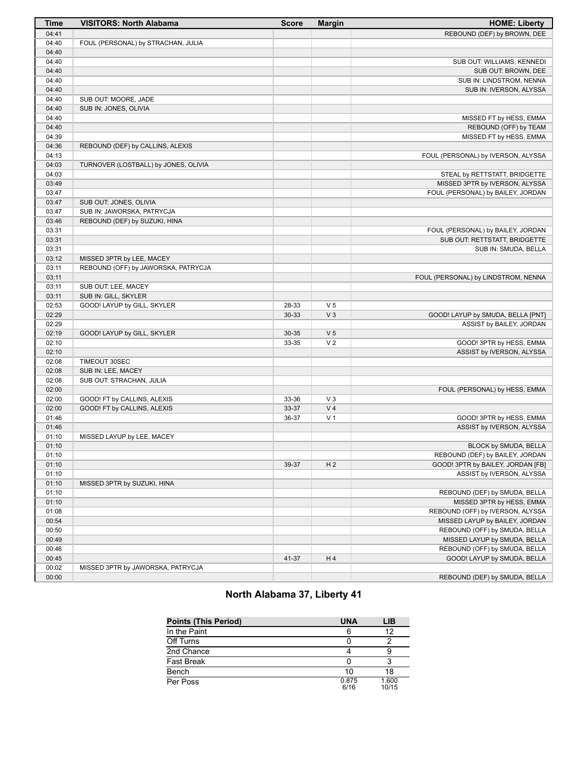| Time | VISITORS: North Alabama | Score | Margin | HOME: Liberty |
| --- | --- | --- | --- | --- |
| 04:41 | | | | REBOUND (DEF) by BROWN, DEE |
| 04:40 | FOUL (PERSONAL) by STRACHAN, JULIA | | | |
| 04:40 | | | | |
| 04:40 | | | | SUB OUT: WILLIAMS, KENNEDI |
| 04:40 | | | | SUB OUT: BROWN, DEE |
| 04:40 | | | | SUB IN: LINDSTROM, NENNA |
| 04:40 | | | | SUB IN: IVERSON, ALYSSA |
| 04:40 | SUB OUT: MOORE, JADE | | | |
| 04:40 | SUB IN: JONES, OLIVIA | | | |
| 04:40 | | | | MISSED FT by HESS, EMMA |
| 04:40 | | | | REBOUND (OFF) by TEAM |
| 04:39 | | | | MISSED FT by HESS, EMMA |
| 04:36 | REBOUND (DEF) by CALLINS, ALEXIS | | | |
| 04:13 | | | | FOUL (PERSONAL) by IVERSON, ALYSSA |
| 04:03 | TURNOVER (LOSTBALL) by JONES, OLIVIA | | | |
| 04:03 | | | | STEAL by RETTSTATT, BRIDGETTE |
| 03:49 | | | | MISSED 3PTR by IVERSON, ALYSSA |
| 03:47 | | | | FOUL (PERSONAL) by BAILEY, JORDAN |
| 03:47 | SUB OUT: JONES, OLIVIA | | | |
| 03:47 | SUB IN: JAWORSKA, PATRYCJA | | | |
| 03:46 | REBOUND (DEF) by SUZUKI, HINA | | | |
| 03:31 | | | | FOUL (PERSONAL) by BAILEY, JORDAN |
| 03:31 | | | | SUB OUT: RETTSTATT, BRIDGETTE |
| 03:31 | | | | SUB IN: SMUDA, BELLA |
| 03:12 | MISSED 3PTR by LEE, MACEY | | | |
| 03:11 | REBOUND (OFF) by JAWORSKA, PATRYCJA | | | |
| 03:11 | | | | FOUL (PERSONAL) by LINDSTROM, NENNA |
| 03:11 | SUB OUT: LEE, MACEY | | | |
| 03:11 | SUB IN: GILL, SKYLER | | | |
| 02:53 | GOOD! LAYUP by GILL, SKYLER | 28-33 | V 5 | |
| 02:29 | | 30-33 | V 3 | GOOD! LAYUP by SMUDA, BELLA [PNT] |
| 02:29 | | | | ASSIST by BAILEY, JORDAN |
| 02:19 | GOOD! LAYUP by GILL, SKYLER | 30-35 | V 5 | |
| 02:10 | | 33-35 | V 2 | GOOD! 3PTR by HESS, EMMA |
| 02:10 | | | | ASSIST by IVERSON, ALYSSA |
| 02:08 | TIMEOUT 30SEC | | | |
| 02:08 | SUB IN: LEE, MACEY | | | |
| 02:08 | SUB OUT: STRACHAN, JULIA | | | |
| 02:00 | | | | FOUL (PERSONAL) by HESS, EMMA |
| 02:00 | GOOD! FT by CALLINS, ALEXIS | 33-36 | V 3 | |
| 02:00 | GOOD! FT by CALLINS, ALEXIS | 33-37 | V 4 | |
| 01:46 | | 36-37 | V 1 | GOOD! 3PTR by HESS, EMMA |
| 01:46 | | | | ASSIST by IVERSON, ALYSSA |
| 01:10 | MISSED LAYUP by LEE, MACEY | | | |
| 01:10 | | | | BLOCK by SMUDA, BELLA |
| 01:10 | | | | REBOUND (DEF) by BAILEY, JORDAN |
| 01:10 | | 39-37 | H 2 | GOOD! 3PTR by BAILEY, JORDAN [FB] |
| 01:10 | | | | ASSIST by IVERSON, ALYSSA |
| 01:10 | MISSED 3PTR by SUZUKI, HINA | | | |
| 01:10 | | | | REBOUND (DEF) by SMUDA, BELLA |
| 01:10 | | | | MISSED 3PTR by HESS, EMMA |
| 01:08 | | | | REBOUND (OFF) by IVERSON, ALYSSA |
| 00:54 | | | | MISSED LAYUP by BAILEY, JORDAN |
| 00:50 | | | | REBOUND (OFF) by SMUDA, BELLA |
| 00:49 | | | | MISSED LAYUP by SMUDA, BELLA |
| 00:46 | | | | REBOUND (OFF) by SMUDA, BELLA |
| 00:45 | | 41-37 | H 4 | GOOD! LAYUP by SMUDA, BELLA |
| 00:02 | MISSED 3PTR by JAWORSKA, PATRYCJA | | | |
| 00:00 | | | | REBOUND (DEF) by SMUDA, BELLA |

## North Alabama 37, Liberty 41

| Points (This Period) | UNA | LIB |
| --- | --- | --- |
| In the Paint | 6 | 12 |
| Off Turns | 0 | 2 |
| 2nd Chance | 4 | 9 |
| Fast Break | 0 | 3 |
| Bench | 10 | 18 |
| Per Poss | 0.875 6/16 | 1.600 10/15 |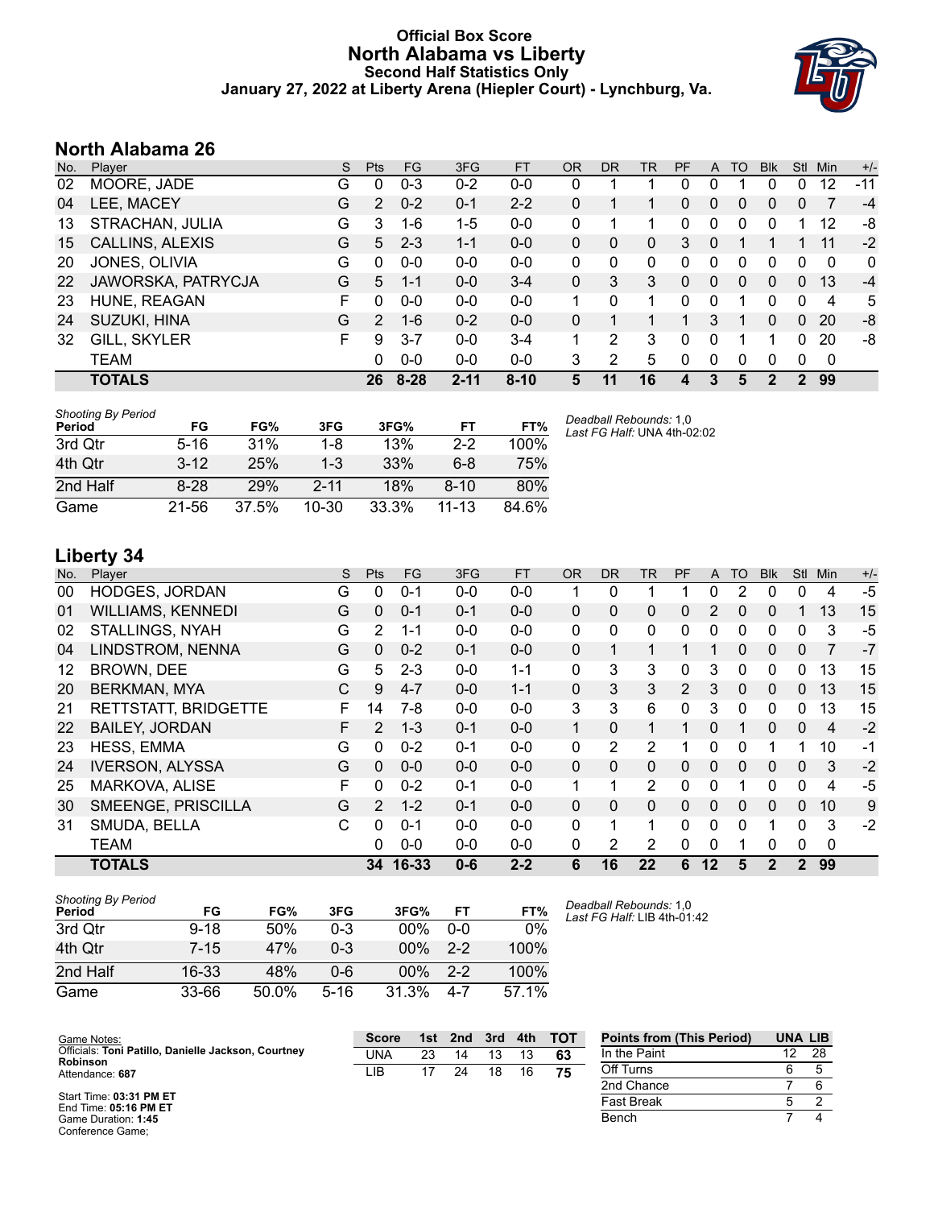# Official Box Score
# North Alabama vs Liberty
### Second Half Statistics Only
### January 27, 2022 at Liberty Arena (Hiepler Court) - Lynchburg, Va.

## North Alabama 26

| No. | Player | S | Pts | FG | 3FG | FT | OR | DR | TR | PF | A | TO | Blk | Stl | Min | +/- |
|---|---|---|---|---|---|---|---|---|---|---|---|---|---|---|---|---|
| 02 | MOORE, JADE | G | 0 | 0-3 | 0-2 | 0-0 | 0 | 1 | 1 | 0 | 0 | 1 | 0 | 0 | 12 | -11 |
| 04 | LEE, MACEY | G | 2 | 0-2 | 0-1 | 2-2 | 0 | 1 | 1 | 0 | 0 | 0 | 0 | 0 | 7 | -4 |
| 13 | STRACHAN, JULIA | G | 3 | 1-6 | 1-5 | 0-0 | 0 | 1 | 1 | 0 | 0 | 0 | 0 | 1 | 12 | -8 |
| 15 | CALLINS, ALEXIS | G | 5 | 2-3 | 1-1 | 0-0 | 0 | 0 | 0 | 3 | 0 | 1 | 1 | 1 | 11 | -2 |
| 20 | JONES, OLIVIA | G | 0 | 0-0 | 0-0 | 0-0 | 0 | 0 | 0 | 0 | 0 | 0 | 0 | 0 | 0 | 0 |
| 22 | JAWORSKA, PATRYCJA | G | 5 | 1-1 | 0-0 | 3-4 | 0 | 3 | 3 | 0 | 0 | 0 | 0 | 0 | 13 | -4 |
| 23 | HUNE, REAGAN | F | 0 | 0-0 | 0-0 | 0-0 | 1 | 0 | 1 | 0 | 0 | 1 | 0 | 0 | 4 | 5 |
| 24 | SUZUKI, HINA | G | 2 | 1-6 | 0-2 | 0-0 | 0 | 1 | 1 | 1 | 3 | 1 | 0 | 0 | 20 | -8 |
| 32 | GILL, SKYLER | F | 9 | 3-7 | 0-0 | 3-4 | 1 | 2 | 3 | 0 | 0 | 1 | 1 | 0 | 20 | -8 |
| | TEAM | | 0 | 0-0 | 0-0 | 0-0 | 3 | 2 | 5 | 0 | 0 | 0 | 0 | 0 | 0 | |
| | **TOTALS** | | **26** | **8-28** | **2-11** | **8-10** | **5** | **11** | **16** | **4** | **3** | **5** | **2** | **2** | **99** | |

*Shooting By Period*

| Period | FG | FG% | 3FG | 3FG% | FT | FT% |
|---|---|---|---|---|---|---|
| 3rd Qtr | 5-16 | 31% | 1-8 | 13% | 2-2 | 100% |
| 4th Qtr | 3-12 | 25% | 1-3 | 33% | 6-8 | 75% |
| 2nd Half | 8-28 | 29% | 2-11 | 18% | 8-10 | 80% |
| Game | 21-56 | 37.5% | 10-30 | 33.3% | 11-13 | 84.6% |

*Deadball Rebounds:* 1,0
*Last FG Half:* UNA 4th-02:02

## Liberty 34

| No. | Player | S | Pts | FG | 3FG | FT | OR | DR | TR | PF | A | TO | Blk | Stl | Min | +/- |
|---|---|---|---|---|---|---|---|---|---|---|---|---|---|---|---|---|
| 00 | HODGES, JORDAN | G | 0 | 0-1 | 0-0 | 0-0 | 1 | 0 | 1 | 1 | 0 | 2 | 0 | 0 | 4 | -5 |
| 01 | WILLIAMS, KENNEDI | G | 0 | 0-1 | 0-1 | 0-0 | 0 | 0 | 0 | 0 | 2 | 0 | 0 | 1 | 13 | 15 |
| 02 | STALLINGS, NYAH | G | 2 | 1-1 | 0-0 | 0-0 | 0 | 0 | 0 | 0 | 0 | 0 | 0 | 0 | 3 | -5 |
| 04 | LINDSTROM, NENNA | G | 0 | 0-2 | 0-1 | 0-0 | 0 | 1 | 1 | 1 | 1 | 0 | 0 | 0 | 7 | -7 |
| 12 | BROWN, DEE | G | 5 | 2-3 | 0-0 | 1-1 | 0 | 3 | 3 | 0 | 3 | 0 | 0 | 0 | 13 | 15 |
| 20 | BERKMAN, MYA | C | 9 | 4-7 | 0-0 | 1-1 | 0 | 3 | 3 | 2 | 3 | 0 | 0 | 0 | 13 | 15 |
| 21 | RETTSTATT, BRIDGETTE | F | 14 | 7-8 | 0-0 | 0-0 | 3 | 3 | 6 | 0 | 3 | 0 | 0 | 0 | 13 | 15 |
| 22 | BAILEY, JORDAN | F | 2 | 1-3 | 0-1 | 0-0 | 1 | 0 | 1 | 1 | 0 | 1 | 0 | 0 | 4 | -2 |
| 23 | HESS, EMMA | G | 0 | 0-2 | 0-1 | 0-0 | 0 | 2 | 2 | 1 | 0 | 0 | 1 | 1 | 10 | -1 |
| 24 | IVERSON, ALYSSA | G | 0 | 0-0 | 0-0 | 0-0 | 0 | 0 | 0 | 0 | 0 | 0 | 0 | 0 | 3 | -2 |
| 25 | MARKOVA, ALISE | F | 0 | 0-2 | 0-1 | 0-0 | 1 | 1 | 2 | 0 | 0 | 1 | 0 | 0 | 4 | -5 |
| 30 | SMEENGE, PRISCILLA | G | 2 | 1-2 | 0-1 | 0-0 | 0 | 0 | 0 | 0 | 0 | 0 | 0 | 0 | 10 | 9 |
| 31 | SMUDA, BELLA | C | 0 | 0-1 | 0-0 | 0-0 | 0 | 1 | 1 | 0 | 0 | 0 | 1 | 0 | 3 | -2 |
| | TEAM | | 0 | 0-0 | 0-0 | 0-0 | 0 | 2 | 2 | 0 | 0 | 1 | 0 | 0 | 0 | |
| | **TOTALS** | | **34** | **16-33** | **0-6** | **2-2** | **6** | **16** | **22** | **6** | **12** | **5** | **2** | **2** | **99** | |

*Shooting By Period*

| Period | FG | FG% | 3FG | 3FG% | FT | FT% |
|---|---|---|---|---|---|---|
| 3rd Qtr | 9-18 | 50% | 0-3 | 00% | 0-0 | 0% |
| 4th Qtr | 7-15 | 47% | 0-3 | 00% | 2-2 | 100% |
| 2nd Half | 16-33 | 48% | 0-6 | 00% | 2-2 | 100% |
| Game | 33-66 | 50.0% | 5-16 | 31.3% | 4-7 | 57.1% |

*Deadball Rebounds:* 1,0
*Last FG Half:* LIB 4th-01:42

Game Notes:
Officials: **Toni Patillo, Danielle Jackson, Courtney Robinson**
Attendance: **687**

Start Time: **03:31 PM ET**
End Time: **05:16 PM ET**
Game Duration: **1:45**
Conference Game;

| Score | 1st | 2nd | 3rd | 4th | TOT |
|---|---|---|---|---|---|
| UNA | 23 | 14 | 13 | 13 | **63** |
| LIB | 17 | 24 | 18 | 16 | **75** |

| Points from (This Period) | UNA | LIB |
|---|---|---|
| In the Paint | 12 | 28 |
| Off Turns | 6 | 5 |
| 2nd Chance | 7 | 6 |
| Fast Break | 5 | 2 |
| Bench | 7 | 4 |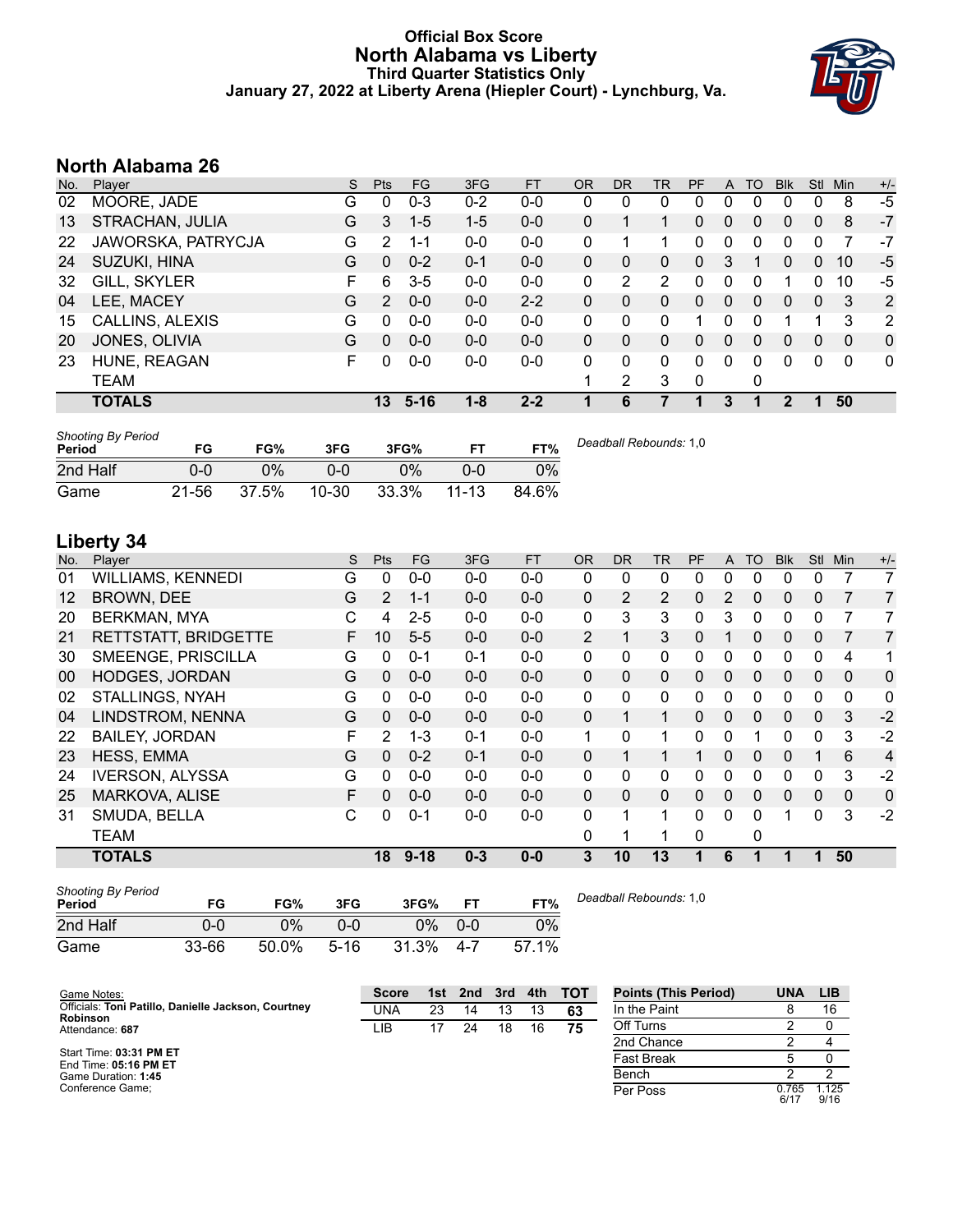# Official Box Score
# North Alabama vs Liberty
## Third Quarter Statistics Only
### January 27, 2022 at Liberty Arena (Hiepler Court) - Lynchburg, Va.

## North Alabama 26

| No. | Player | S | Pts | FG | 3FG | FT | OR | DR | TR | PF | A | TO | Blk | Stl | Min | +/- |
|---|---|---|---|---|---|---|---|---|---|---|---|---|---|---|---|---|
| 02 | MOORE, JADE | G | 0 | 0-3 | 0-2 | 0-0 | 0 | 0 | 0 | 0 | 0 | 0 | 0 | 0 | 8 | -5 |
| 13 | STRACHAN, JULIA | G | 3 | 1-5 | 1-5 | 0-0 | 0 | 1 | 1 | 0 | 0 | 0 | 0 | 0 | 8 | -7 |
| 22 | JAWORSKA, PATRYCJA | G | 2 | 1-1 | 0-0 | 0-0 | 0 | 1 | 1 | 0 | 0 | 0 | 0 | 0 | 7 | -7 |
| 24 | SUZUKI, HINA | G | 0 | 0-2 | 0-1 | 0-0 | 0 | 0 | 0 | 0 | 3 | 1 | 0 | 0 | 10 | -5 |
| 32 | GILL, SKYLER | F | 6 | 3-5 | 0-0 | 0-0 | 0 | 2 | 2 | 0 | 0 | 0 | 1 | 0 | 10 | -5 |
| 04 | LEE, MACEY | G | 2 | 0-0 | 0-0 | 2-2 | 0 | 0 | 0 | 0 | 0 | 0 | 0 | 0 | 3 | 2 |
| 15 | CALLINS, ALEXIS | G | 0 | 0-0 | 0-0 | 0-0 | 0 | 0 | 0 | 1 | 0 | 0 | 1 | 1 | 3 | 2 |
| 20 | JONES, OLIVIA | G | 0 | 0-0 | 0-0 | 0-0 | 0 | 0 | 0 | 0 | 0 | 0 | 0 | 0 | 0 | 0 |
| 23 | HUNE, REAGAN | F | 0 | 0-0 | 0-0 | 0-0 | 0 | 0 | 0 | 0 | 0 | 0 | 0 | 0 | 0 | 0 |
| | TEAM | | | | | | 1 | 2 | 3 | 0 | | 0 | | | | |
| | **TOTALS** | | **13** | **5-16** | **1-8** | **2-2** | **1** | **6** | **7** | **1** | **3** | **1** | **2** | **1** | **50** | |

| *Shooting By Period* Period | FG | FG% | 3FG | 3FG% | FT | FT% |
|---|---|---|---|---|---|---|
| 2nd Half | 0-0 | 0% | 0-0 | 0% | 0-0 | 0% |
| Game | 21-56 | 37.5% | 10-30 | 33.3% | 11-13 | 84.6% |

*Deadball Rebounds:* 1,0

## Liberty 34

| No. | Player | S | Pts | FG | 3FG | FT | OR | DR | TR | PF | A | TO | Blk | Stl | Min | +/- |
|---|---|---|---|---|---|---|---|---|---|---|---|---|---|---|---|---|
| 01 | WILLIAMS, KENNEDI | G | 0 | 0-0 | 0-0 | 0-0 | 0 | 0 | 0 | 0 | 0 | 0 | 0 | 0 | 7 | 7 |
| 12 | BROWN, DEE | G | 2 | 1-1 | 0-0 | 0-0 | 0 | 2 | 2 | 0 | 2 | 0 | 0 | 0 | 7 | 7 |
| 20 | BERKMAN, MYA | C | 4 | 2-5 | 0-0 | 0-0 | 0 | 3 | 3 | 0 | 3 | 0 | 0 | 0 | 7 | 7 |
| 21 | RETTSTATT, BRIDGETTE | F | 10 | 5-5 | 0-0 | 0-0 | 2 | 1 | 3 | 0 | 1 | 0 | 0 | 0 | 7 | 7 |
| 30 | SMEENGE, PRISCILLA | G | 0 | 0-1 | 0-1 | 0-0 | 0 | 0 | 0 | 0 | 0 | 0 | 0 | 0 | 4 | 1 |
| 00 | HODGES, JORDAN | G | 0 | 0-0 | 0-0 | 0-0 | 0 | 0 | 0 | 0 | 0 | 0 | 0 | 0 | 0 | 0 |
| 02 | STALLINGS, NYAH | G | 0 | 0-0 | 0-0 | 0-0 | 0 | 0 | 0 | 0 | 0 | 0 | 0 | 0 | 0 | 0 |
| 04 | LINDSTROM, NENNA | G | 0 | 0-0 | 0-0 | 0-0 | 0 | 1 | 1 | 0 | 0 | 0 | 0 | 0 | 3 | -2 |
| 22 | BAILEY, JORDAN | F | 2 | 1-3 | 0-1 | 0-0 | 1 | 0 | 1 | 0 | 0 | 1 | 0 | 0 | 3 | -2 |
| 23 | HESS, EMMA | G | 0 | 0-2 | 0-1 | 0-0 | 0 | 1 | 1 | 1 | 0 | 0 | 0 | 1 | 6 | 4 |
| 24 | IVERSON, ALYSSA | G | 0 | 0-0 | 0-0 | 0-0 | 0 | 0 | 0 | 0 | 0 | 0 | 0 | 0 | 3 | -2 |
| 25 | MARKOVA, ALISE | F | 0 | 0-0 | 0-0 | 0-0 | 0 | 0 | 0 | 0 | 0 | 0 | 0 | 0 | 0 | 0 |
| 31 | SMUDA, BELLA | C | 0 | 0-1 | 0-0 | 0-0 | 0 | 1 | 1 | 0 | 0 | 0 | 1 | 0 | 3 | -2 |
| | TEAM | | | | | | 0 | 1 | 1 | 0 | | 0 | | | | |
| | **TOTALS** | | **18** | **9-18** | **0-3** | **0-0** | **3** | **10** | **13** | **1** | **6** | **1** | **1** | **1** | **50** | |

| *Shooting By Period* Period | FG | FG% | 3FG | 3FG% | FT | FT% |
|---|---|---|---|---|---|---|
| 2nd Half | 0-0 | 0% | 0-0 | 0% | 0-0 | 0% |
| Game | 33-66 | 50.0% | 5-16 | 31.3% | 4-7 | 57.1% |

*Deadball Rebounds:* 1,0

Game Notes:
Officials: **Toni Patillo, Danielle Jackson, Courtney Robinson**
Attendance: **687**

Start Time: **03:31 PM ET**
End Time: **05:16 PM ET**
Game Duration: **1:45**
Conference Game;

| Score | 1st | 2nd | 3rd | 4th | TOT |
|---|---|---|---|---|---|
| UNA | 23 | 14 | 13 | 13 | **63** |
| LIB | 17 | 24 | 18 | 16 | **75** |

| Points (This Period) | UNA | LIB |
|---|---|---|
| In the Paint | 8 | 16 |
| Off Turns | 2 | 0 |
| 2nd Chance | 2 | 4 |
| Fast Break | 5 | 0 |
| Bench | 2 | 2 |
| Per Poss | 0.765 6/17 | 1.125 9/16 |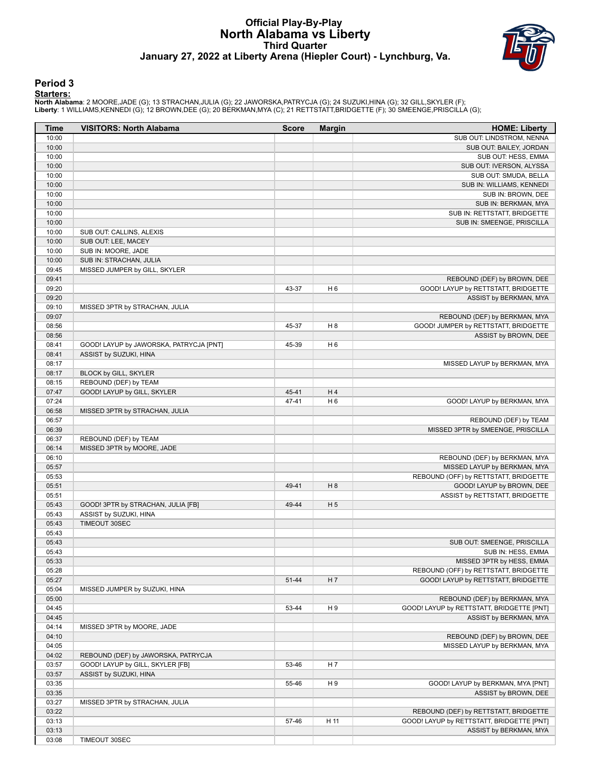# Official Play-By-Play
## North Alabama vs Liberty
### Third Quarter
### January 27, 2022 at Liberty Arena (Hiepler Court) - Lynchburg, Va.

## Period 3

**Starters:**

**North Alabama**: 2 MOORE,JADE (G); 13 STRACHAN,JULIA (G); 22 JAWORSKA,PATRYCJA (G); 24 SUZUKI,HINA (G); 32 GILL,SKYLER (F);
**Liberty**: 1 WILLIAMS,KENNEDI (G); 12 BROWN,DEE (G); 20 BERKMAN,MYA (C); 21 RETTSTATT,BRIDGETTE (F); 30 SMEENGE,PRISCILLA (G);

| Time | VISITORS: North Alabama | Score | Margin | HOME: Liberty |
|---|---|---|---|---|
| 10:00 | | | | SUB OUT: LINDSTROM, NENNA |
| 10:00 | | | | SUB OUT: BAILEY, JORDAN |
| 10:00 | | | | SUB OUT: HESS, EMMA |
| 10:00 | | | | SUB OUT: IVERSON, ALYSSA |
| 10:00 | | | | SUB OUT: SMUDA, BELLA |
| 10:00 | | | | SUB IN: WILLIAMS, KENNEDI |
| 10:00 | | | | SUB IN: BROWN, DEE |
| 10:00 | | | | SUB IN: BERKMAN, MYA |
| 10:00 | | | | SUB IN: RETTSTATT, BRIDGETTE |
| 10:00 | | | | SUB IN: SMEENGE, PRISCILLA |
| 10:00 | SUB OUT: CALLINS, ALEXIS | | | |
| 10:00 | SUB OUT: LEE, MACEY | | | |
| 10:00 | SUB IN: MOORE, JADE | | | |
| 10:00 | SUB IN: STRACHAN, JULIA | | | |
| 09:45 | MISSED JUMPER by GILL, SKYLER | | | |
| 09:41 | | | | REBOUND (DEF) by BROWN, DEE |
| 09:20 | | 43-37 | H 6 | GOOD! LAYUP by RETTSTATT, BRIDGETTE |
| 09:20 | | | | ASSIST by BERKMAN, MYA |
| 09:10 | MISSED 3PTR by STRACHAN, JULIA | | | |
| 09:07 | | | | REBOUND (DEF) by BERKMAN, MYA |
| 08:56 | | 45-37 | H 8 | GOOD! JUMPER by RETTSTATT, BRIDGETTE |
| 08:56 | | | | ASSIST by BROWN, DEE |
| 08:41 | GOOD! LAYUP by JAWORSKA, PATRYCJA [PNT] | 45-39 | H 6 | |
| 08:41 | ASSIST by SUZUKI, HINA | | | |
| 08:17 | | | | MISSED LAYUP by BERKMAN, MYA |
| 08:17 | BLOCK by GILL, SKYLER | | | |
| 08:15 | REBOUND (DEF) by TEAM | | | |
| 07:47 | GOOD! LAYUP by GILL, SKYLER | 45-41 | H 4 | |
| 07:24 | | 47-41 | H 6 | GOOD! LAYUP by BERKMAN, MYA |
| 06:58 | MISSED 3PTR by STRACHAN, JULIA | | | |
| 06:57 | | | | REBOUND (DEF) by TEAM |
| 06:39 | | | | MISSED 3PTR by SMEENGE, PRISCILLA |
| 06:37 | REBOUND (DEF) by TEAM | | | |
| 06:14 | MISSED 3PTR by MOORE, JADE | | | |
| 06:10 | | | | REBOUND (DEF) by BERKMAN, MYA |
| 05:57 | | | | MISSED LAYUP by BERKMAN, MYA |
| 05:53 | | | | REBOUND (OFF) by RETTSTATT, BRIDGETTE |
| 05:51 | | 49-41 | H 8 | GOOD! LAYUP by BROWN, DEE |
| 05:51 | | | | ASSIST by RETTSTATT, BRIDGETTE |
| 05:43 | GOOD! 3PTR by STRACHAN, JULIA [FB] | 49-44 | H 5 | |
| 05:43 | ASSIST by SUZUKI, HINA | | | |
| 05:43 | TIMEOUT 30SEC | | | |
| 05:43 | | | | |
| 05:43 | | | | SUB OUT: SMEENGE, PRISCILLA |
| 05:43 | | | | SUB IN: HESS, EMMA |
| 05:33 | | | | MISSED 3PTR by HESS, EMMA |
| 05:28 | | | | REBOUND (OFF) by RETTSTATT, BRIDGETTE |
| 05:27 | | 51-44 | H 7 | GOOD! LAYUP by RETTSTATT, BRIDGETTE |
| 05:04 | MISSED JUMPER by SUZUKI, HINA | | | |
| 05:00 | | | | REBOUND (DEF) by BERKMAN, MYA |
| 04:45 | | 53-44 | H 9 | GOOD! LAYUP by RETTSTATT, BRIDGETTE [PNT] |
| 04:45 | | | | ASSIST by BERKMAN, MYA |
| 04:14 | MISSED 3PTR by MOORE, JADE | | | |
| 04:10 | | | | REBOUND (DEF) by BROWN, DEE |
| 04:05 | | | | MISSED LAYUP by BERKMAN, MYA |
| 04:02 | REBOUND (DEF) by JAWORSKA, PATRYCJA | | | |
| 03:57 | GOOD! LAYUP by GILL, SKYLER [FB] | 53-46 | H 7 | |
| 03:57 | ASSIST by SUZUKI, HINA | | | |
| 03:35 | | 55-46 | H 9 | GOOD! LAYUP by BERKMAN, MYA [PNT] |
| 03:35 | | | | ASSIST by BROWN, DEE |
| 03:27 | MISSED 3PTR by STRACHAN, JULIA | | | |
| 03:22 | | | | REBOUND (DEF) by RETTSTATT, BRIDGETTE |
| 03:13 | | 57-46 | H 11 | GOOD! LAYUP by RETTSTATT, BRIDGETTE [PNT] |
| 03:13 | | | | ASSIST by BERKMAN, MYA |
| 03:08 | TIMEOUT 30SEC | | | |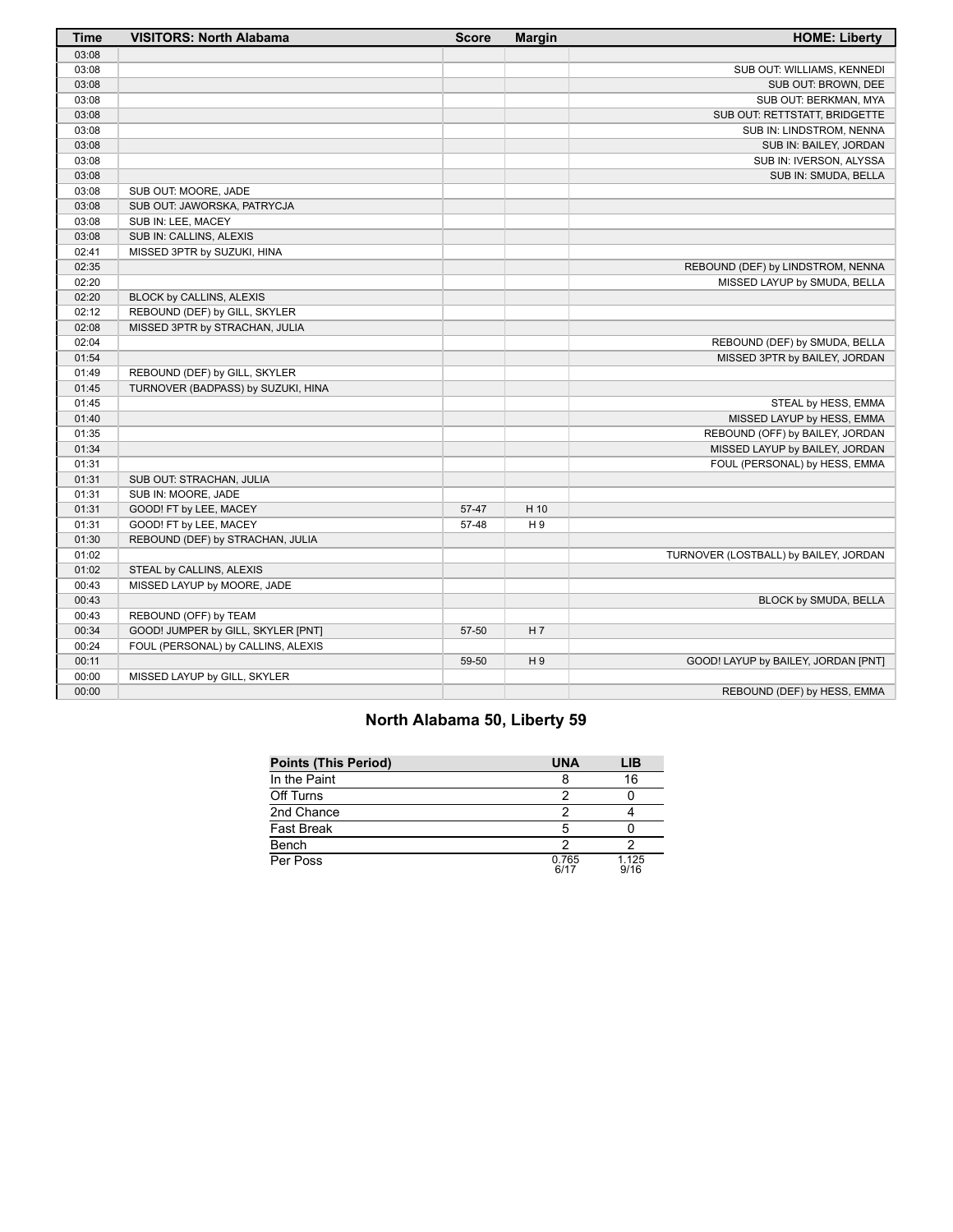| Time | VISITORS: North Alabama | Score | Margin | HOME: Liberty |
| --- | --- | --- | --- | --- |
| 03:08 | | | | |
| 03:08 | | | | SUB OUT: WILLIAMS, KENNEDI |
| 03:08 | | | | SUB OUT: BROWN, DEE |
| 03:08 | | | | SUB OUT: BERKMAN, MYA |
| 03:08 | | | | SUB OUT: RETTSTATT, BRIDGETTE |
| 03:08 | | | | SUB IN: LINDSTROM, NENNA |
| 03:08 | | | | SUB IN: BAILEY, JORDAN |
| 03:08 | | | | SUB IN: IVERSON, ALYSSA |
| 03:08 | | | | SUB IN: SMUDA, BELLA |
| 03:08 | SUB OUT: MOORE, JADE | | | |
| 03:08 | SUB OUT: JAWORSKA, PATRYCJA | | | |
| 03:08 | SUB IN: LEE, MACEY | | | |
| 03:08 | SUB IN: CALLINS, ALEXIS | | | |
| 02:41 | MISSED 3PTR by SUZUKI, HINA | | | |
| 02:35 | | | | REBOUND (DEF) by LINDSTROM, NENNA |
| 02:20 | | | | MISSED LAYUP by SMUDA, BELLA |
| 02:20 | BLOCK by CALLINS, ALEXIS | | | |
| 02:12 | REBOUND (DEF) by GILL, SKYLER | | | |
| 02:08 | MISSED 3PTR by STRACHAN, JULIA | | | |
| 02:04 | | | | REBOUND (DEF) by SMUDA, BELLA |
| 01:54 | | | | MISSED 3PTR by BAILEY, JORDAN |
| 01:49 | REBOUND (DEF) by GILL, SKYLER | | | |
| 01:45 | TURNOVER (BADPASS) by SUZUKI, HINA | | | |
| 01:45 | | | | STEAL by HESS, EMMA |
| 01:40 | | | | MISSED LAYUP by HESS, EMMA |
| 01:35 | | | | REBOUND (OFF) by BAILEY, JORDAN |
| 01:34 | | | | MISSED LAYUP by BAILEY, JORDAN |
| 01:31 | | | | FOUL (PERSONAL) by HESS, EMMA |
| 01:31 | SUB OUT: STRACHAN, JULIA | | | |
| 01:31 | SUB IN: MOORE, JADE | | | |
| 01:31 | GOOD! FT by LEE, MACEY | 57-47 | H 10 | |
| 01:31 | GOOD! FT by LEE, MACEY | 57-48 | H 9 | |
| 01:30 | REBOUND (DEF) by STRACHAN, JULIA | | | |
| 01:02 | | | | TURNOVER (LOSTBALL) by BAILEY, JORDAN |
| 01:02 | STEAL by CALLINS, ALEXIS | | | |
| 00:43 | MISSED LAYUP by MOORE, JADE | | | |
| 00:43 | | | | BLOCK by SMUDA, BELLA |
| 00:43 | REBOUND (OFF) by TEAM | | | |
| 00:34 | GOOD! JUMPER by GILL, SKYLER [PNT] | 57-50 | H 7 | |
| 00:24 | FOUL (PERSONAL) by CALLINS, ALEXIS | | | |
| 00:11 | | 59-50 | H 9 | GOOD! LAYUP by BAILEY, JORDAN [PNT] |
| 00:00 | MISSED LAYUP by GILL, SKYLER | | | |
| 00:00 | | | | REBOUND (DEF) by HESS, EMMA |

## North Alabama 50, Liberty 59

| Points (This Period) | UNA | LIB |
| --- | --- | --- |
| In the Paint | 8 | 16 |
| Off Turns | 2 | 0 |
| 2nd Chance | 2 | 4 |
| Fast Break | 5 | 0 |
| Bench | 2 | 2 |
| Per Poss | 0.765 6/17 | 1.125 9/16 |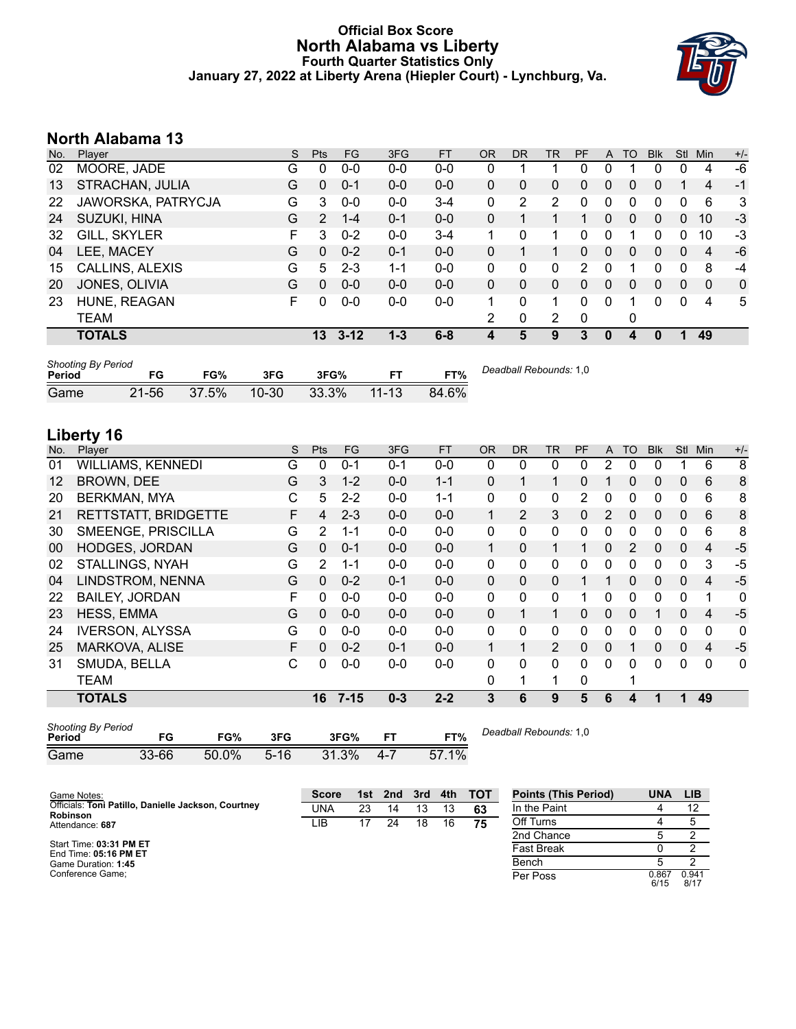# Official Box Score
## North Alabama vs Liberty
### Fourth Quarter Statistics Only
### January 27, 2022 at Liberty Arena (Hiepler Court) - Lynchburg, Va.

## North Alabama 13

| No. | Player | S | Pts | FG | 3FG | FT | OR | DR | TR | PF | A | TO | Blk | Stl | Min | +/- |
|---|---|---|---|---|---|---|---|---|---|---|---|---|---|---|---|---|
| 02 | MOORE, JADE | G | 0 | 0-0 | 0-0 | 0-0 | 0 | 1 | 1 | 0 | 0 | 1 | 0 | 0 | 4 | -6 |
| 13 | STRACHAN, JULIA | G | 0 | 0-1 | 0-0 | 0-0 | 0 | 0 | 0 | 0 | 0 | 0 | 0 | 1 | 4 | -1 |
| 22 | JAWORSKA, PATRYCJA | G | 3 | 0-0 | 0-0 | 3-4 | 0 | 2 | 2 | 0 | 0 | 0 | 0 | 0 | 6 | 3 |
| 24 | SUZUKI, HINA | G | 2 | 1-4 | 0-1 | 0-0 | 0 | 1 | 1 | 1 | 0 | 0 | 0 | 0 | 10 | -3 |
| 32 | GILL, SKYLER | F | 3 | 0-2 | 0-0 | 3-4 | 1 | 0 | 1 | 0 | 0 | 1 | 0 | 0 | 10 | -3 |
| 04 | LEE, MACEY | G | 0 | 0-2 | 0-1 | 0-0 | 0 | 1 | 1 | 0 | 0 | 0 | 0 | 0 | 4 | -6 |
| 15 | CALLINS, ALEXIS | G | 5 | 2-3 | 1-1 | 0-0 | 0 | 0 | 0 | 2 | 0 | 1 | 0 | 0 | 8 | -4 |
| 20 | JONES, OLIVIA | G | 0 | 0-0 | 0-0 | 0-0 | 0 | 0 | 0 | 0 | 0 | 0 | 0 | 0 | 0 | 0 |
| 23 | HUNE, REAGAN | F | 0 | 0-0 | 0-0 | 0-0 | 1 | 0 | 1 | 0 | 0 | 1 | 0 | 0 | 4 | 5 |
| | TEAM | | | | | | 2 | 0 | 2 | 0 | | 0 | | | | |
| | **TOTALS** | | **13** | **3-12** | **1-3** | **6-8** | **4** | **5** | **9** | **3** | **0** | **4** | **0** | **1** | **49** | |

*Shooting By Period*

| Period | FG | FG% | 3FG | 3FG% | FT | FT% |
|---|---|---|---|---|---|---|
| Game | 21-56 | 37.5% | 10-30 | 33.3% | 11-13 | 84.6% |

*Deadball Rebounds:* 1,0

## Liberty 16

| No. | Player | S | Pts | FG | 3FG | FT | OR | DR | TR | PF | A | TO | Blk | Stl | Min | +/- |
|---|---|---|---|---|---|---|---|---|---|---|---|---|---|---|---|---|
| 01 | WILLIAMS, KENNEDI | G | 0 | 0-1 | 0-1 | 0-0 | 0 | 0 | 0 | 0 | 2 | 0 | 0 | 1 | 6 | 8 |
| 12 | BROWN, DEE | G | 3 | 1-2 | 0-0 | 1-1 | 0 | 1 | 1 | 0 | 1 | 0 | 0 | 0 | 6 | 8 |
| 20 | BERKMAN, MYA | C | 5 | 2-2 | 0-0 | 1-1 | 0 | 0 | 0 | 2 | 0 | 0 | 0 | 0 | 6 | 8 |
| 21 | RETTSTATT, BRIDGETTE | F | 4 | 2-3 | 0-0 | 0-0 | 1 | 2 | 3 | 0 | 2 | 0 | 0 | 0 | 6 | 8 |
| 30 | SMEENGE, PRISCILLA | G | 2 | 1-1 | 0-0 | 0-0 | 0 | 0 | 0 | 0 | 0 | 0 | 0 | 0 | 6 | 8 |
| 00 | HODGES, JORDAN | G | 0 | 0-1 | 0-0 | 0-0 | 1 | 0 | 1 | 1 | 0 | 2 | 0 | 0 | 4 | -5 |
| 02 | STALLINGS, NYAH | G | 2 | 1-1 | 0-0 | 0-0 | 0 | 0 | 0 | 0 | 0 | 0 | 0 | 0 | 3 | -5 |
| 04 | LINDSTROM, NENNA | G | 0 | 0-2 | 0-1 | 0-0 | 0 | 0 | 0 | 1 | 1 | 0 | 0 | 0 | 4 | -5 |
| 22 | BAILEY, JORDAN | F | 0 | 0-0 | 0-0 | 0-0 | 0 | 0 | 0 | 1 | 0 | 0 | 0 | 0 | 1 | 0 |
| 23 | HESS, EMMA | G | 0 | 0-0 | 0-0 | 0-0 | 0 | 1 | 1 | 0 | 0 | 0 | 1 | 0 | 4 | -5 |
| 24 | IVERSON, ALYSSA | G | 0 | 0-0 | 0-0 | 0-0 | 0 | 0 | 0 | 0 | 0 | 0 | 0 | 0 | 0 | 0 |
| 25 | MARKOVA, ALISE | F | 0 | 0-2 | 0-1 | 0-0 | 1 | 1 | 2 | 0 | 0 | 1 | 0 | 0 | 4 | -5 |
| 31 | SMUDA, BELLA | C | 0 | 0-0 | 0-0 | 0-0 | 0 | 0 | 0 | 0 | 0 | 0 | 0 | 0 | 0 | 0 |
| | TEAM | | | | | | 0 | 1 | 1 | 0 | | 1 | | | | |
| | **TOTALS** | | **16** | **7-15** | **0-3** | **2-2** | **3** | **6** | **9** | **5** | **6** | **4** | **1** | **1** | **49** | |

*Shooting By Period*

| Period | FG | FG% | 3FG | 3FG% | FT | FT% |
|---|---|---|---|---|---|---|
| Game | 33-66 | 50.0% | 5-16 | 31.3% | 4-7 | 57.1% |

*Deadball Rebounds:* 1,0

Game Notes:
Officials: **Toni Patillo, Danielle Jackson, Courtney Robinson**
Attendance: **687**

Start Time: **03:31 PM ET**
End Time: **05:16 PM ET**
Game Duration: **1:45**
Conference Game;

| Score | 1st | 2nd | 3rd | 4th | TOT |
|---|---|---|---|---|---|
| UNA | 23 | 14 | 13 | 13 | **63** |
| LIB | 17 | 24 | 18 | 16 | **75** |

| Points (This Period) | UNA | LIB |
|---|---|---|
| In the Paint | 4 | 12 |
| Off Turns | 4 | 5 |
| 2nd Chance | 5 | 2 |
| Fast Break | 0 | 2 |
| Bench | 5 | 2 |
| Per Poss | 0.867 6/15 | 0.941 8/17 |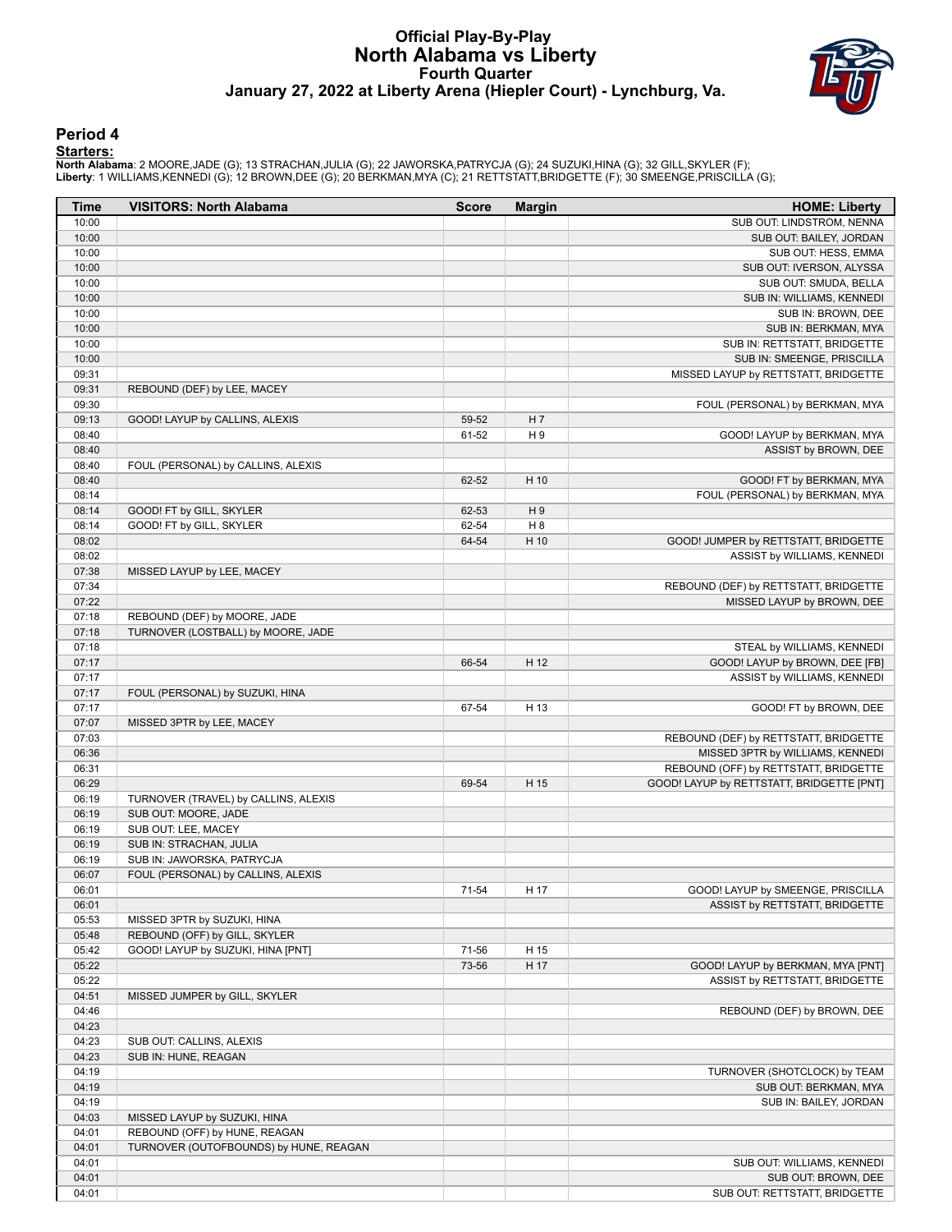# Official Play-By-Play
## North Alabama vs Liberty
### Fourth Quarter
### January 27, 2022 at Liberty Arena (Hiepler Court) - Lynchburg, Va.

## Period 4

**Starters:**

**North Alabama**: 2 MOORE,JADE (G); 13 STRACHAN,JULIA (G); 22 JAWORSKA,PATRYCJA (G); 24 SUZUKI,HINA (G); 32 GILL,SKYLER (F);
**Liberty**: 1 WILLIAMS,KENNEDI (G); 12 BROWN,DEE (G); 20 BERKMAN,MYA (C); 21 RETTSTATT,BRIDGETTE (F); 30 SMEENGE,PRISCILLA (G);

| Time | VISITORS: North Alabama | Score | Margin | HOME: Liberty |
|---|---|---|---|---|
| 10:00 | | | | SUB OUT: LINDSTROM, NENNA |
| 10:00 | | | | SUB OUT: BAILEY, JORDAN |
| 10:00 | | | | SUB OUT: HESS, EMMA |
| 10:00 | | | | SUB OUT: IVERSON, ALYSSA |
| 10:00 | | | | SUB OUT: SMUDA, BELLA |
| 10:00 | | | | SUB IN: WILLIAMS, KENNEDI |
| 10:00 | | | | SUB IN: BROWN, DEE |
| 10:00 | | | | SUB IN: BERKMAN, MYA |
| 10:00 | | | | SUB IN: RETTSTATT, BRIDGETTE |
| 10:00 | | | | SUB IN: SMEENGE, PRISCILLA |
| 09:31 | | | | MISSED LAYUP by RETTSTATT, BRIDGETTE |
| 09:31 | REBOUND (DEF) by LEE, MACEY | | | |
| 09:30 | | | | FOUL (PERSONAL) by BERKMAN, MYA |
| 09:13 | GOOD! LAYUP by CALLINS, ALEXIS | 59-52 | H 7 | |
| 08:40 | | 61-52 | H 9 | GOOD! LAYUP by BERKMAN, MYA |
| 08:40 | | | | ASSIST by BROWN, DEE |
| 08:40 | FOUL (PERSONAL) by CALLINS, ALEXIS | | | |
| 08:40 | | 62-52 | H 10 | GOOD! FT by BERKMAN, MYA |
| 08:14 | | | | FOUL (PERSONAL) by BERKMAN, MYA |
| 08:14 | GOOD! FT by GILL, SKYLER | 62-53 | H 9 | |
| 08:14 | GOOD! FT by GILL, SKYLER | 62-54 | H 8 | |
| 08:02 | | 64-54 | H 10 | GOOD! JUMPER by RETTSTATT, BRIDGETTE |
| 08:02 | | | | ASSIST by WILLIAMS, KENNEDI |
| 07:38 | MISSED LAYUP by LEE, MACEY | | | |
| 07:34 | | | | REBOUND (DEF) by RETTSTATT, BRIDGETTE |
| 07:22 | | | | MISSED LAYUP by BROWN, DEE |
| 07:18 | REBOUND (DEF) by MOORE, JADE | | | |
| 07:18 | TURNOVER (LOSTBALL) by MOORE, JADE | | | |
| 07:18 | | | | STEAL by WILLIAMS, KENNEDI |
| 07:17 | | 66-54 | H 12 | GOOD! LAYUP by BROWN, DEE [FB] |
| 07:17 | | | | ASSIST by WILLIAMS, KENNEDI |
| 07:17 | FOUL (PERSONAL) by SUZUKI, HINA | | | |
| 07:17 | | 67-54 | H 13 | GOOD! FT by BROWN, DEE |
| 07:07 | MISSED 3PTR by LEE, MACEY | | | |
| 07:03 | | | | REBOUND (DEF) by RETTSTATT, BRIDGETTE |
| 06:36 | | | | MISSED 3PTR by WILLIAMS, KENNEDI |
| 06:31 | | | | REBOUND (OFF) by RETTSTATT, BRIDGETTE |
| 06:29 | | 69-54 | H 15 | GOOD! LAYUP by RETTSTATT, BRIDGETTE [PNT] |
| 06:19 | TURNOVER (TRAVEL) by CALLINS, ALEXIS | | | |
| 06:19 | SUB OUT: MOORE, JADE | | | |
| 06:19 | SUB OUT: LEE, MACEY | | | |
| 06:19 | SUB IN: STRACHAN, JULIA | | | |
| 06:19 | SUB IN: JAWORSKA, PATRYCJA | | | |
| 06:07 | FOUL (PERSONAL) by CALLINS, ALEXIS | | | |
| 06:01 | | 71-54 | H 17 | GOOD! LAYUP by SMEENGE, PRISCILLA |
| 06:01 | | | | ASSIST by RETTSTATT, BRIDGETTE |
| 05:53 | MISSED 3PTR by SUZUKI, HINA | | | |
| 05:48 | REBOUND (OFF) by GILL, SKYLER | | | |
| 05:42 | GOOD! LAYUP by SUZUKI, HINA [PNT] | 71-56 | H 15 | |
| 05:22 | | 73-56 | H 17 | GOOD! LAYUP by BERKMAN, MYA [PNT] |
| 05:22 | | | | ASSIST by RETTSTATT, BRIDGETTE |
| 04:51 | MISSED JUMPER by GILL, SKYLER | | | |
| 04:46 | | | | REBOUND (DEF) by BROWN, DEE |
| 04:23 | | | | |
| 04:23 | SUB OUT: CALLINS, ALEXIS | | | |
| 04:23 | SUB IN: HUNE, REAGAN | | | |
| 04:19 | | | | TURNOVER (SHOTCLOCK) by TEAM |
| 04:19 | | | | SUB OUT: BERKMAN, MYA |
| 04:19 | | | | SUB IN: BAILEY, JORDAN |
| 04:03 | MISSED LAYUP by SUZUKI, HINA | | | |
| 04:01 | REBOUND (OFF) by HUNE, REAGAN | | | |
| 04:01 | TURNOVER (OUTOFBOUNDS) by HUNE, REAGAN | | | |
| 04:01 | | | | SUB OUT: WILLIAMS, KENNEDI |
| 04:01 | | | | SUB OUT: BROWN, DEE |
| 04:01 | | | | SUB OUT: RETTSTATT, BRIDGETTE |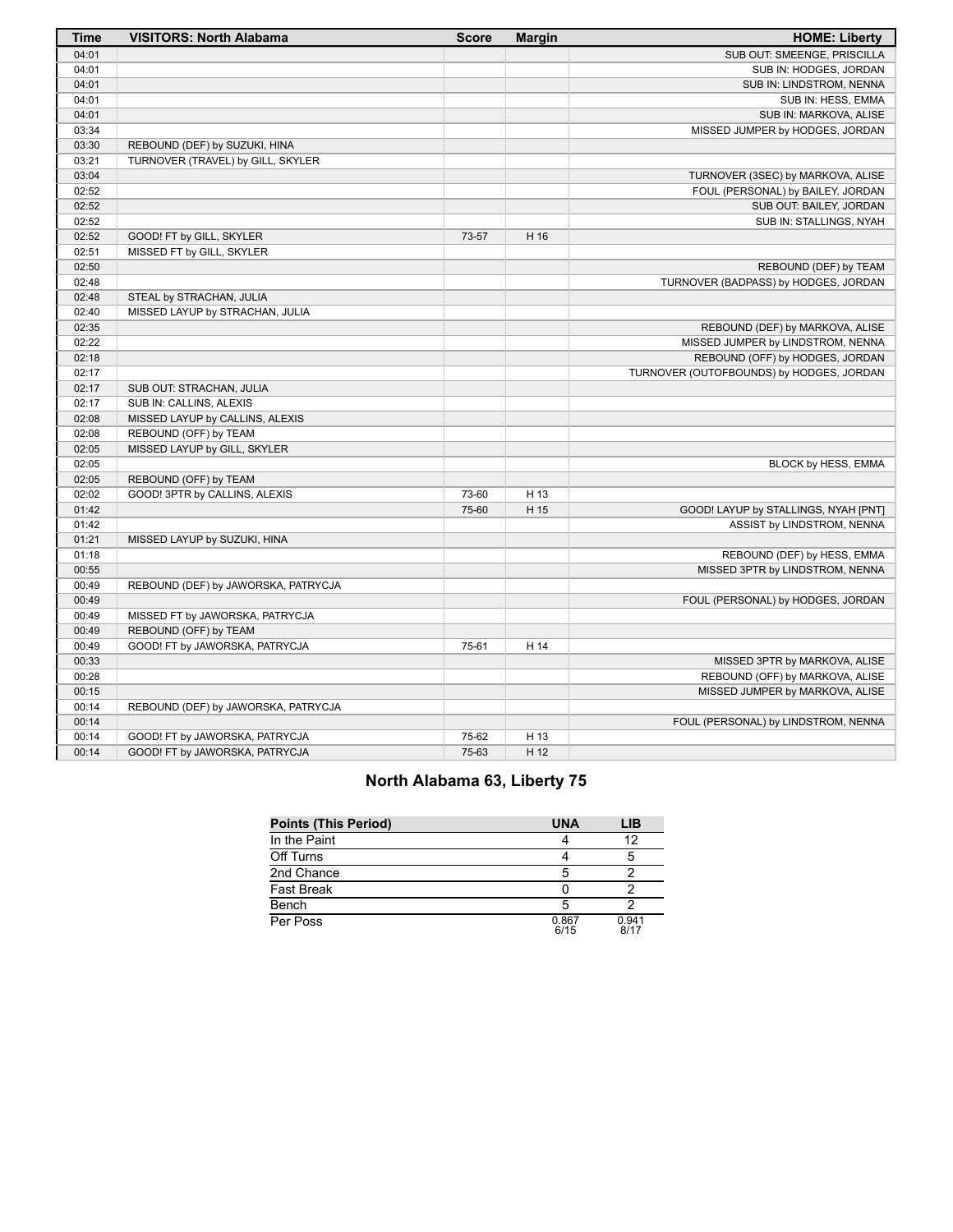| Time | VISITORS: North Alabama | Score | Margin | HOME: Liberty |
|---|---|---|---|---|
| 04:01 | | | | SUB OUT: SMEENGE, PRISCILLA |
| 04:01 | | | | SUB IN: HODGES, JORDAN |
| 04:01 | | | | SUB IN: LINDSTROM, NENNA |
| 04:01 | | | | SUB IN: HESS, EMMA |
| 04:01 | | | | SUB IN: MARKOVA, ALISE |
| 03:34 | | | | MISSED JUMPER by HODGES, JORDAN |
| 03:30 | REBOUND (DEF) by SUZUKI, HINA | | | |
| 03:21 | TURNOVER (TRAVEL) by GILL, SKYLER | | | |
| 03:04 | | | | TURNOVER (3SEC) by MARKOVA, ALISE |
| 02:52 | | | | FOUL (PERSONAL) by BAILEY, JORDAN |
| 02:52 | | | | SUB OUT: BAILEY, JORDAN |
| 02:52 | | | | SUB IN: STALLINGS, NYAH |
| 02:52 | GOOD! FT by GILL, SKYLER | 73-57 | H 16 | |
| 02:51 | MISSED FT by GILL, SKYLER | | | |
| 02:50 | | | | REBOUND (DEF) by TEAM |
| 02:48 | | | | TURNOVER (BADPASS) by HODGES, JORDAN |
| 02:48 | STEAL by STRACHAN, JULIA | | | |
| 02:40 | MISSED LAYUP by STRACHAN, JULIA | | | |
| 02:35 | | | | REBOUND (DEF) by MARKOVA, ALISE |
| 02:22 | | | | MISSED JUMPER by LINDSTROM, NENNA |
| 02:18 | | | | REBOUND (OFF) by HODGES, JORDAN |
| 02:17 | | | | TURNOVER (OUTOFBOUNDS) by HODGES, JORDAN |
| 02:17 | SUB OUT: STRACHAN, JULIA | | | |
| 02:17 | SUB IN: CALLINS, ALEXIS | | | |
| 02:08 | MISSED LAYUP by CALLINS, ALEXIS | | | |
| 02:08 | REBOUND (OFF) by TEAM | | | |
| 02:05 | MISSED LAYUP by GILL, SKYLER | | | |
| 02:05 | | | | BLOCK by HESS, EMMA |
| 02:05 | REBOUND (OFF) by TEAM | | | |
| 02:02 | GOOD! 3PTR by CALLINS, ALEXIS | 73-60 | H 13 | |
| 01:42 | | 75-60 | H 15 | GOOD! LAYUP by STALLINGS, NYAH [PNT] |
| 01:42 | | | | ASSIST by LINDSTROM, NENNA |
| 01:21 | MISSED LAYUP by SUZUKI, HINA | | | |
| 01:18 | | | | REBOUND (DEF) by HESS, EMMA |
| 00:55 | | | | MISSED 3PTR by LINDSTROM, NENNA |
| 00:49 | REBOUND (DEF) by JAWORSKA, PATRYCJA | | | |
| 00:49 | | | | FOUL (PERSONAL) by HODGES, JORDAN |
| 00:49 | MISSED FT by JAWORSKA, PATRYCJA | | | |
| 00:49 | REBOUND (OFF) by TEAM | | | |
| 00:49 | GOOD! FT by JAWORSKA, PATRYCJA | 75-61 | H 14 | |
| 00:33 | | | | MISSED 3PTR by MARKOVA, ALISE |
| 00:28 | | | | REBOUND (OFF) by MARKOVA, ALISE |
| 00:15 | | | | MISSED JUMPER by MARKOVA, ALISE |
| 00:14 | REBOUND (DEF) by JAWORSKA, PATRYCJA | | | |
| 00:14 | | | | FOUL (PERSONAL) by LINDSTROM, NENNA |
| 00:14 | GOOD! FT by JAWORSKA, PATRYCJA | 75-62 | H 13 | |
| 00:14 | GOOD! FT by JAWORSKA, PATRYCJA | 75-63 | H 12 | |

## North Alabama 63, Liberty 75

| Points (This Period) | UNA | LIB |
|---|---|---|
| In the Paint | 4 | 12 |
| Off Turns | 4 | 5 |
| 2nd Chance | 5 | 2 |
| Fast Break | 0 | 2 |
| Bench | 5 | 2 |
| Per Poss | 0.867 6/15 | 0.941 8/17 |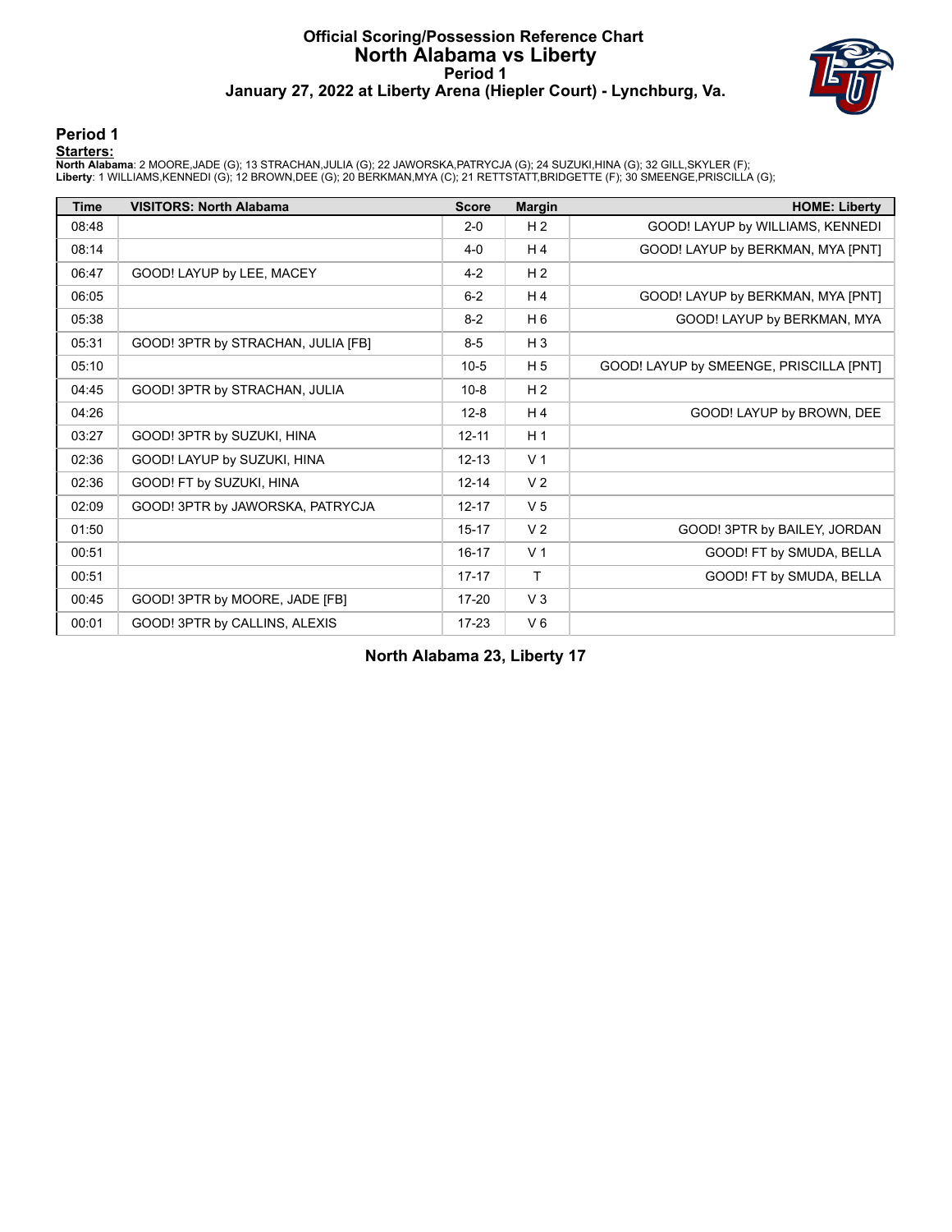# Official Scoring/Possession Reference Chart
## North Alabama vs Liberty
### Period 1
### January 27, 2022 at Liberty Arena (Hiepler Court) - Lynchburg, Va.

## Period 1

**Starters:**

**North Alabama**: 2 MOORE,JADE (G); 13 STRACHAN,JULIA (G); 22 JAWORSKA,PATRYCJA (G); 24 SUZUKI,HINA (G); 32 GILL,SKYLER (F);
**Liberty**: 1 WILLIAMS,KENNEDI (G); 12 BROWN,DEE (G); 20 BERKMAN,MYA (C); 21 RETTSTATT,BRIDGETTE (F); 30 SMEENGE,PRISCILLA (G);

| Time | VISITORS: North Alabama | Score | Margin | HOME: Liberty |
|---|---|---|---|---|
| 08:48 | | 2-0 | H 2 | GOOD! LAYUP by WILLIAMS, KENNEDI |
| 08:14 | | 4-0 | H 4 | GOOD! LAYUP by BERKMAN, MYA [PNT] |
| 06:47 | GOOD! LAYUP by LEE, MACEY | 4-2 | H 2 | |
| 06:05 | | 6-2 | H 4 | GOOD! LAYUP by BERKMAN, MYA [PNT] |
| 05:38 | | 8-2 | H 6 | GOOD! LAYUP by BERKMAN, MYA |
| 05:31 | GOOD! 3PTR by STRACHAN, JULIA [FB] | 8-5 | H 3 | |
| 05:10 | | 10-5 | H 5 | GOOD! LAYUP by SMEENGE, PRISCILLA [PNT] |
| 04:45 | GOOD! 3PTR by STRACHAN, JULIA | 10-8 | H 2 | |
| 04:26 | | 12-8 | H 4 | GOOD! LAYUP by BROWN, DEE |
| 03:27 | GOOD! 3PTR by SUZUKI, HINA | 12-11 | H 1 | |
| 02:36 | GOOD! LAYUP by SUZUKI, HINA | 12-13 | V 1 | |
| 02:36 | GOOD! FT by SUZUKI, HINA | 12-14 | V 2 | |
| 02:09 | GOOD! 3PTR by JAWORSKA, PATRYCJA | 12-17 | V 5 | |
| 01:50 | | 15-17 | V 2 | GOOD! 3PTR by BAILEY, JORDAN |
| 00:51 | | 16-17 | V 1 | GOOD! FT by SMUDA, BELLA |
| 00:51 | | 17-17 | T | GOOD! FT by SMUDA, BELLA |
| 00:45 | GOOD! 3PTR by MOORE, JADE [FB] | 17-20 | V 3 | |
| 00:01 | GOOD! 3PTR by CALLINS, ALEXIS | 17-23 | V 6 | |

**North Alabama 23, Liberty 17**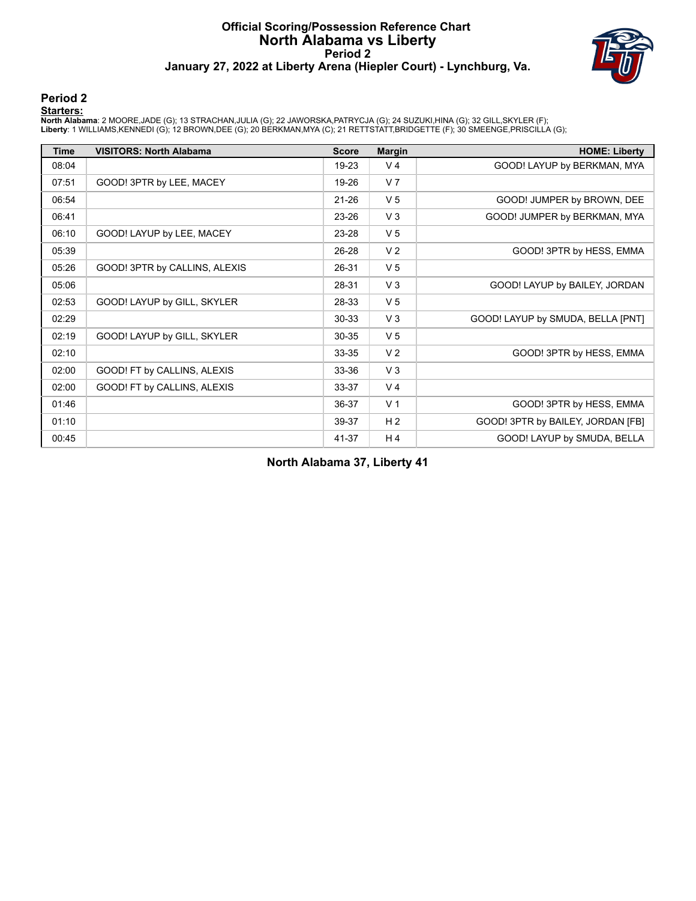# Official Scoring/Possession Reference Chart
# North Alabama vs Liberty
## Period 2
### January 27, 2022 at Liberty Arena (Hiepler Court) - Lynchburg, Va.

## Period 2

**Starters:**

**North Alabama**: 2 MOORE,JADE (G); 13 STRACHAN,JULIA (G); 22 JAWORSKA,PATRYCJA (G); 24 SUZUKI,HINA (G); 32 GILL,SKYLER (F);
**Liberty**: 1 WILLIAMS,KENNEDI (G); 12 BROWN,DEE (G); 20 BERKMAN,MYA (C); 21 RETTSTATT,BRIDGETTE (F); 30 SMEENGE,PRISCILLA (G);

| Time | VISITORS: North Alabama | Score | Margin | HOME: Liberty |
|---|---|---|---|---|
| 08:04 | | 19-23 | V 4 | GOOD! LAYUP by BERKMAN, MYA |
| 07:51 | GOOD! 3PTR by LEE, MACEY | 19-26 | V 7 | |
| 06:54 | | 21-26 | V 5 | GOOD! JUMPER by BROWN, DEE |
| 06:41 | | 23-26 | V 3 | GOOD! JUMPER by BERKMAN, MYA |
| 06:10 | GOOD! LAYUP by LEE, MACEY | 23-28 | V 5 | |
| 05:39 | | 26-28 | V 2 | GOOD! 3PTR by HESS, EMMA |
| 05:26 | GOOD! 3PTR by CALLINS, ALEXIS | 26-31 | V 5 | |
| 05:06 | | 28-31 | V 3 | GOOD! LAYUP by BAILEY, JORDAN |
| 02:53 | GOOD! LAYUP by GILL, SKYLER | 28-33 | V 5 | |
| 02:29 | | 30-33 | V 3 | GOOD! LAYUP by SMUDA, BELLA [PNT] |
| 02:19 | GOOD! LAYUP by GILL, SKYLER | 30-35 | V 5 | |
| 02:10 | | 33-35 | V 2 | GOOD! 3PTR by HESS, EMMA |
| 02:00 | GOOD! FT by CALLINS, ALEXIS | 33-36 | V 3 | |
| 02:00 | GOOD! FT by CALLINS, ALEXIS | 33-37 | V 4 | |
| 01:46 | | 36-37 | V 1 | GOOD! 3PTR by HESS, EMMA |
| 01:10 | | 39-37 | H 2 | GOOD! 3PTR by BAILEY, JORDAN [FB] |
| 00:45 | | 41-37 | H 4 | GOOD! LAYUP by SMUDA, BELLA |

**North Alabama 37, Liberty 41**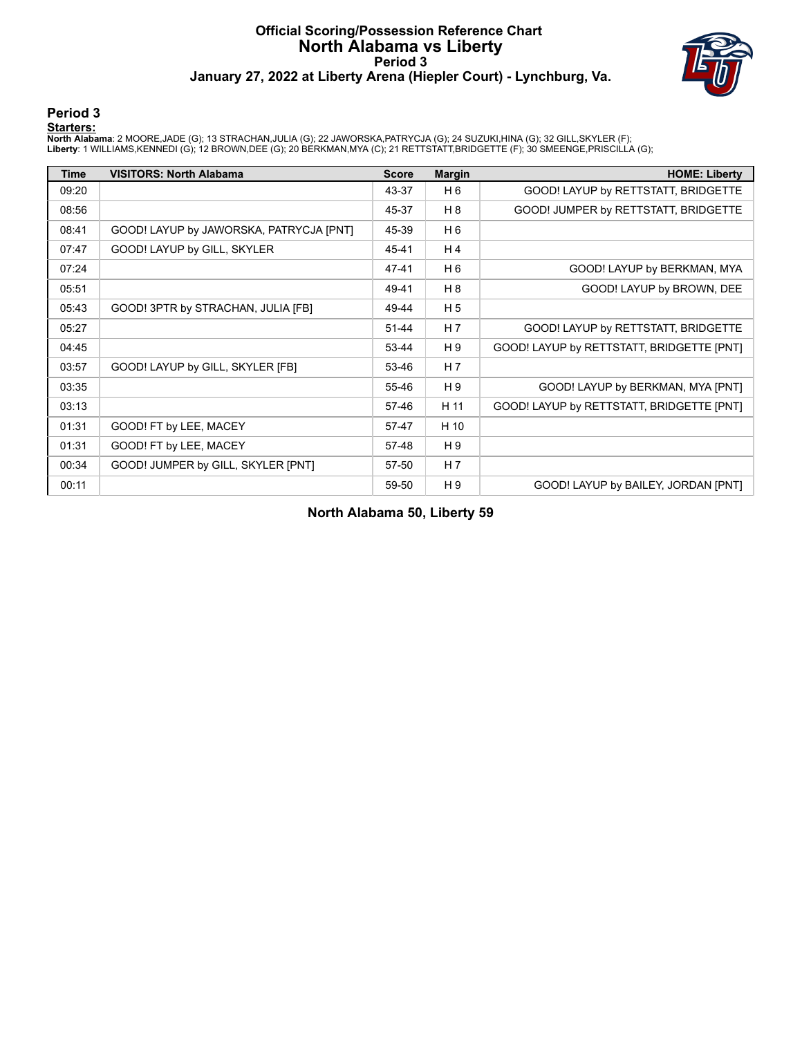# Official Scoring/Possession Reference Chart
## North Alabama vs Liberty
### Period 3
### January 27, 2022 at Liberty Arena (Hiepler Court) - Lynchburg, Va.

## Period 3

**Starters:**

**North Alabama**: 2 MOORE,JADE (G); 13 STRACHAN,JULIA (G); 22 JAWORSKA,PATRYCJA (G); 24 SUZUKI,HINA (G); 32 GILL,SKYLER (F);
**Liberty**: 1 WILLIAMS,KENNEDI (G); 12 BROWN,DEE (G); 20 BERKMAN,MYA (C); 21 RETTSTATT,BRIDGETTE (F); 30 SMEENGE,PRISCILLA (G);

| Time | VISITORS: North Alabama | Score | Margin | HOME: Liberty |
|---|---|---|---|---|
| 09:20 | | 43-37 | H 6 | GOOD! LAYUP by RETTSTATT, BRIDGETTE |
| 08:56 | | 45-37 | H 8 | GOOD! JUMPER by RETTSTATT, BRIDGETTE |
| 08:41 | GOOD! LAYUP by JAWORSKA, PATRYCJA [PNT] | 45-39 | H 6 | |
| 07:47 | GOOD! LAYUP by GILL, SKYLER | 45-41 | H 4 | |
| 07:24 | | 47-41 | H 6 | GOOD! LAYUP by BERKMAN, MYA |
| 05:51 | | 49-41 | H 8 | GOOD! LAYUP by BROWN, DEE |
| 05:43 | GOOD! 3PTR by STRACHAN, JULIA [FB] | 49-44 | H 5 | |
| 05:27 | | 51-44 | H 7 | GOOD! LAYUP by RETTSTATT, BRIDGETTE |
| 04:45 | | 53-44 | H 9 | GOOD! LAYUP by RETTSTATT, BRIDGETTE [PNT] |
| 03:57 | GOOD! LAYUP by GILL, SKYLER [FB] | 53-46 | H 7 | |
| 03:35 | | 55-46 | H 9 | GOOD! LAYUP by BERKMAN, MYA [PNT] |
| 03:13 | | 57-46 | H 11 | GOOD! LAYUP by RETTSTATT, BRIDGETTE [PNT] |
| 01:31 | GOOD! FT by LEE, MACEY | 57-47 | H 10 | |
| 01:31 | GOOD! FT by LEE, MACEY | 57-48 | H 9 | |
| 00:34 | GOOD! JUMPER by GILL, SKYLER [PNT] | 57-50 | H 7 | |
| 00:11 | | 59-50 | H 9 | GOOD! LAYUP by BAILEY, JORDAN [PNT] |

**North Alabama 50, Liberty 59**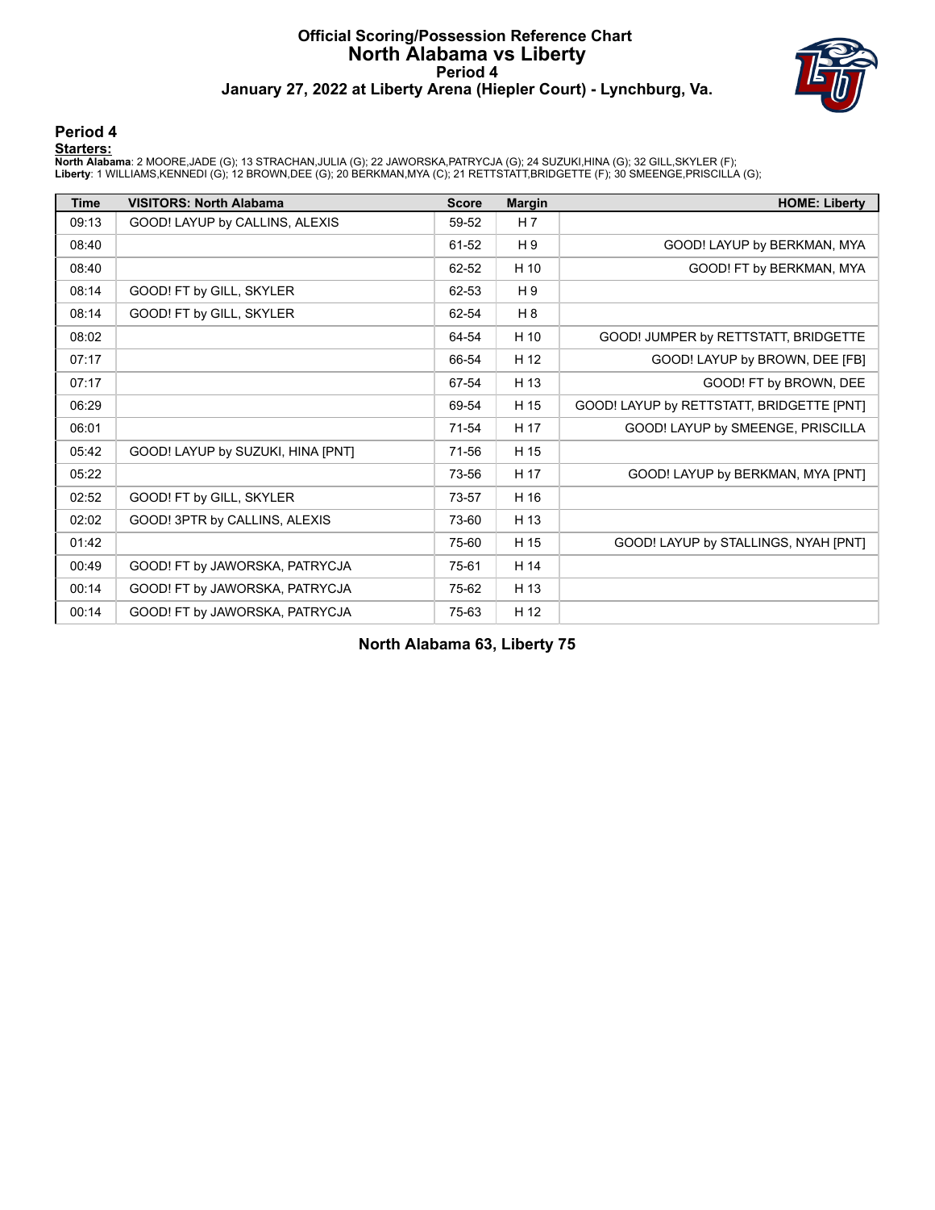# Official Scoring/Possession Reference Chart
## North Alabama vs Liberty
### Period 4
### January 27, 2022 at Liberty Arena (Hiepler Court) - Lynchburg, Va.

### Period 4

**Starters:**

**North Alabama**: 2 MOORE,JADE (G); 13 STRACHAN,JULIA (G); 22 JAWORSKA,PATRYCJA (G); 24 SUZUKI,HINA (G); 32 GILL,SKYLER (F);
**Liberty**: 1 WILLIAMS,KENNEDI (G); 12 BROWN,DEE (G); 20 BERKMAN,MYA (C); 21 RETTSTATT,BRIDGETTE (F); 30 SMEENGE,PRISCILLA (G);

| Time | VISITORS: North Alabama | Score | Margin | HOME: Liberty |
|---|---|---|---|---|
| 09:13 | GOOD! LAYUP by CALLINS, ALEXIS | 59-52 | H 7 | |
| 08:40 | | 61-52 | H 9 | GOOD! LAYUP by BERKMAN, MYA |
| 08:40 | | 62-52 | H 10 | GOOD! FT by BERKMAN, MYA |
| 08:14 | GOOD! FT by GILL, SKYLER | 62-53 | H 9 | |
| 08:14 | GOOD! FT by GILL, SKYLER | 62-54 | H 8 | |
| 08:02 | | 64-54 | H 10 | GOOD! JUMPER by RETTSTATT, BRIDGETTE |
| 07:17 | | 66-54 | H 12 | GOOD! LAYUP by BROWN, DEE [FB] |
| 07:17 | | 67-54 | H 13 | GOOD! FT by BROWN, DEE |
| 06:29 | | 69-54 | H 15 | GOOD! LAYUP by RETTSTATT, BRIDGETTE [PNT] |
| 06:01 | | 71-54 | H 17 | GOOD! LAYUP by SMEENGE, PRISCILLA |
| 05:42 | GOOD! LAYUP by SUZUKI, HINA [PNT] | 71-56 | H 15 | |
| 05:22 | | 73-56 | H 17 | GOOD! LAYUP by BERKMAN, MYA [PNT] |
| 02:52 | GOOD! FT by GILL, SKYLER | 73-57 | H 16 | |
| 02:02 | GOOD! 3PTR by CALLINS, ALEXIS | 73-60 | H 13 | |
| 01:42 | | 75-60 | H 15 | GOOD! LAYUP by STALLINGS, NYAH [PNT] |
| 00:49 | GOOD! FT by JAWORSKA, PATRYCJA | 75-61 | H 14 | |
| 00:14 | GOOD! FT by JAWORSKA, PATRYCJA | 75-62 | H 13 | |
| 00:14 | GOOD! FT by JAWORSKA, PATRYCJA | 75-63 | H 12 | |

**North Alabama 63, Liberty 75**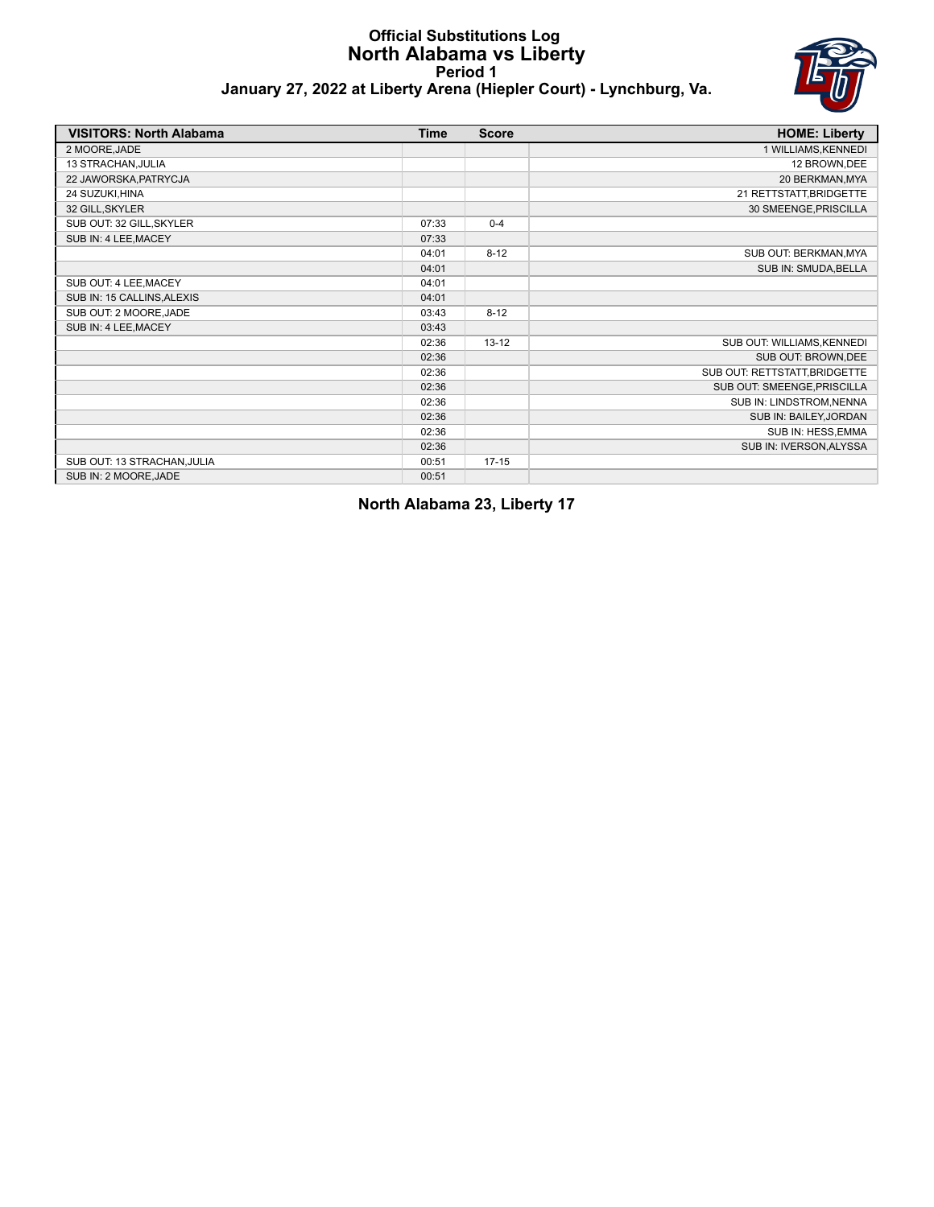# Official Substitutions Log
## North Alabama vs Liberty
### Period 1
### January 27, 2022 at Liberty Arena (Hiepler Court) - Lynchburg, Va.

| VISITORS: North Alabama | Time | Score | HOME: Liberty |
|---|---|---|---|
| 2 MOORE,JADE | | | 1 WILLIAMS,KENNEDI |
| 13 STRACHAN,JULIA | | | 12 BROWN,DEE |
| 22 JAWORSKA,PATRYCJA | | | 20 BERKMAN,MYA |
| 24 SUZUKI,HINA | | | 21 RETTSTATT,BRIDGETTE |
| 32 GILL,SKYLER | | | 30 SMEENGE,PRISCILLA |
| SUB OUT: 32 GILL,SKYLER | 07:33 | 0-4 | |
| SUB IN: 4 LEE,MACEY | 07:33 | | |
| | 04:01 | 8-12 | SUB OUT: BERKMAN,MYA |
| | 04:01 | | SUB IN: SMUDA,BELLA |
| SUB OUT: 4 LEE,MACEY | 04:01 | | |
| SUB IN: 15 CALLINS,ALEXIS | 04:01 | | |
| SUB OUT: 2 MOORE,JADE | 03:43 | 8-12 | |
| SUB IN: 4 LEE,MACEY | 03:43 | | |
| | 02:36 | 13-12 | SUB OUT: WILLIAMS,KENNEDI |
| | 02:36 | | SUB OUT: BROWN,DEE |
| | 02:36 | | SUB OUT: RETTSTATT,BRIDGETTE |
| | 02:36 | | SUB OUT: SMEENGE,PRISCILLA |
| | 02:36 | | SUB IN: LINDSTROM,NENNA |
| | 02:36 | | SUB IN: BAILEY,JORDAN |
| | 02:36 | | SUB IN: HESS,EMMA |
| | 02:36 | | SUB IN: IVERSON,ALYSSA |
| SUB OUT: 13 STRACHAN,JULIA | 00:51 | 17-15 | |
| SUB IN: 2 MOORE,JADE | 00:51 | | |

**North Alabama 23, Liberty 17**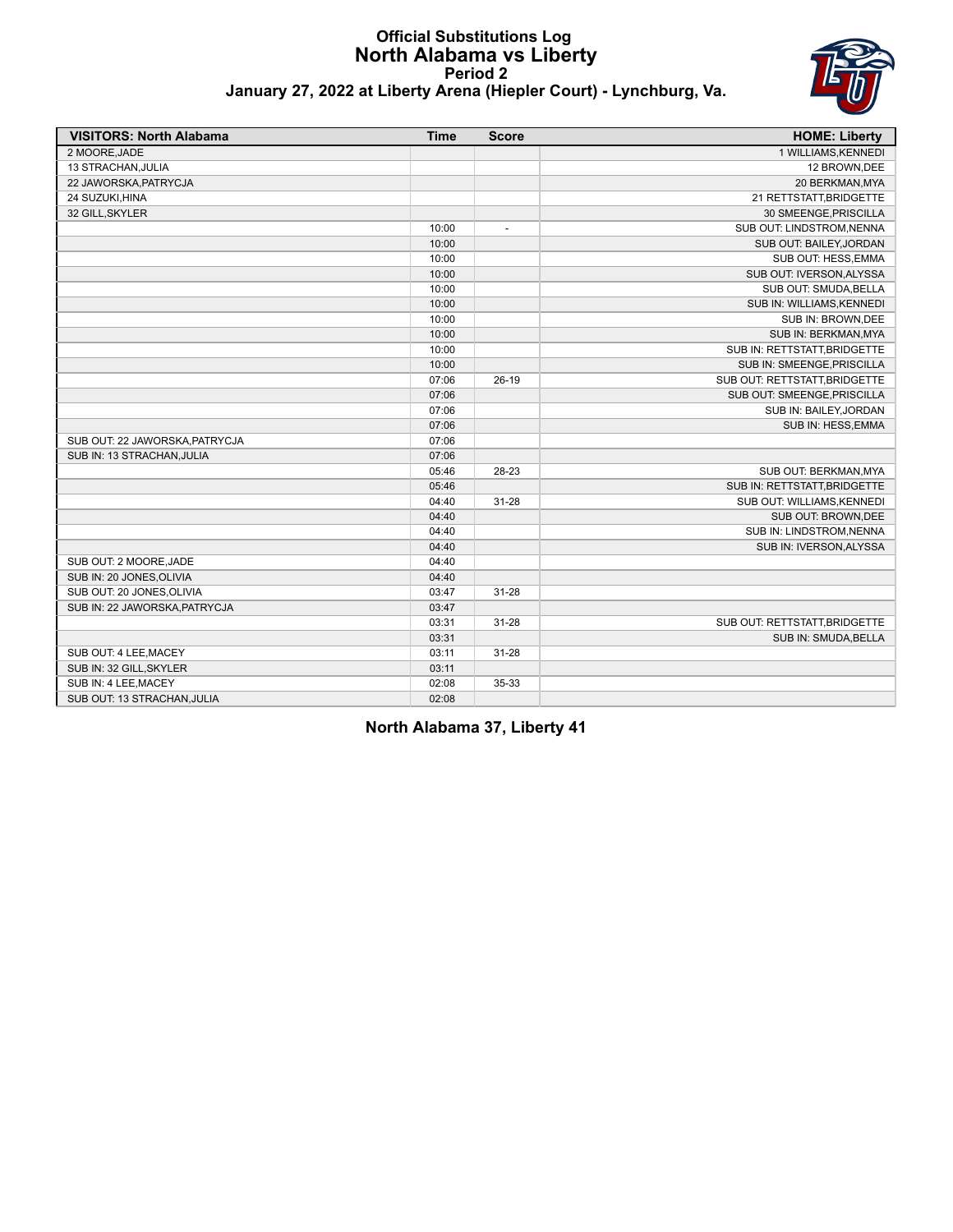# Official Substitutions Log
## North Alabama vs Liberty
### Period 2
### January 27, 2022 at Liberty Arena (Hiepler Court) - Lynchburg, Va.

| VISITORS: North Alabama | Time | Score | HOME: Liberty |
|---|---|---|---|
| 2 MOORE,JADE | | | 1 WILLIAMS,KENNEDI |
| 13 STRACHAN,JULIA | | | 12 BROWN,DEE |
| 22 JAWORSKA,PATRYCJA | | | 20 BERKMAN,MYA |
| 24 SUZUKI,HINA | | | 21 RETTSTATT,BRIDGETTE |
| 32 GILL,SKYLER | | | 30 SMEENGE,PRISCILLA |
| | 10:00 | - | SUB OUT: LINDSTROM,NENNA |
| | 10:00 | | SUB OUT: BAILEY,JORDAN |
| | 10:00 | | SUB OUT: HESS,EMMA |
| | 10:00 | | SUB OUT: IVERSON,ALYSSA |
| | 10:00 | | SUB OUT: SMUDA,BELLA |
| | 10:00 | | SUB IN: WILLIAMS,KENNEDI |
| | 10:00 | | SUB IN: BROWN,DEE |
| | 10:00 | | SUB IN: BERKMAN,MYA |
| | 10:00 | | SUB IN: RETTSTATT,BRIDGETTE |
| | 10:00 | | SUB IN: SMEENGE,PRISCILLA |
| | 07:06 | 26-19 | SUB OUT: RETTSTATT,BRIDGETTE |
| | 07:06 | | SUB OUT: SMEENGE,PRISCILLA |
| | 07:06 | | SUB IN: BAILEY,JORDAN |
| | 07:06 | | SUB IN: HESS,EMMA |
| SUB OUT: 22 JAWORSKA,PATRYCJA | 07:06 | | |
| SUB IN: 13 STRACHAN,JULIA | 07:06 | | |
| | 05:46 | 28-23 | SUB OUT: BERKMAN,MYA |
| | 05:46 | | SUB IN: RETTSTATT,BRIDGETTE |
| | 04:40 | 31-28 | SUB OUT: WILLIAMS,KENNEDI |
| | 04:40 | | SUB OUT: BROWN,DEE |
| | 04:40 | | SUB IN: LINDSTROM,NENNA |
| | 04:40 | | SUB IN: IVERSON,ALYSSA |
| SUB OUT: 2 MOORE,JADE | 04:40 | | |
| SUB IN: 20 JONES,OLIVIA | 04:40 | | |
| SUB OUT: 20 JONES,OLIVIA | 03:47 | 31-28 | |
| SUB IN: 22 JAWORSKA,PATRYCJA | 03:47 | | |
| | 03:31 | 31-28 | SUB OUT: RETTSTATT,BRIDGETTE |
| | 03:31 | | SUB IN: SMUDA,BELLA |
| SUB OUT: 4 LEE,MACEY | 03:11 | 31-28 | |
| SUB IN: 32 GILL,SKYLER | 03:11 | | |
| SUB IN: 4 LEE,MACEY | 02:08 | 35-33 | |
| SUB OUT: 13 STRACHAN,JULIA | 02:08 | | |

**North Alabama 37, Liberty 41**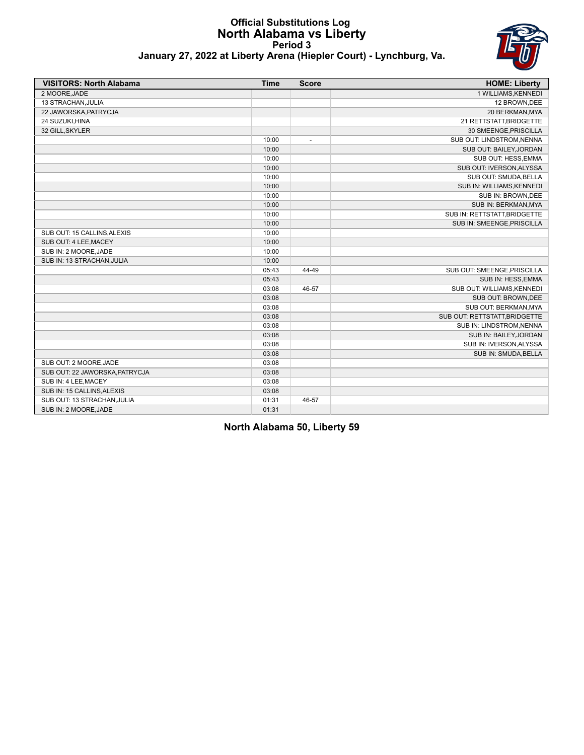# Official Substitutions Log
## North Alabama vs Liberty
### Period 3
### January 27, 2022 at Liberty Arena (Hiepler Court) - Lynchburg, Va.

| VISITORS: North Alabama | Time | Score | HOME: Liberty |
|---|---|---|---|
| 2 MOORE,JADE | | | 1 WILLIAMS,KENNEDI |
| 13 STRACHAN,JULIA | | | 12 BROWN,DEE |
| 22 JAWORSKA,PATRYCJA | | | 20 BERKMAN,MYA |
| 24 SUZUKI,HINA | | | 21 RETTSTATT,BRIDGETTE |
| 32 GILL,SKYLER | | | 30 SMEENGE,PRISCILLA |
| | 10:00 | - | SUB OUT: LINDSTROM,NENNA |
| | 10:00 | | SUB OUT: BAILEY,JORDAN |
| | 10:00 | | SUB OUT: HESS,EMMA |
| | 10:00 | | SUB OUT: IVERSON,ALYSSA |
| | 10:00 | | SUB OUT: SMUDA,BELLA |
| | 10:00 | | SUB IN: WILLIAMS,KENNEDI |
| | 10:00 | | SUB IN: BROWN,DEE |
| | 10:00 | | SUB IN: BERKMAN,MYA |
| | 10:00 | | SUB IN: RETTSTATT,BRIDGETTE |
| | 10:00 | | SUB IN: SMEENGE,PRISCILLA |
| SUB OUT: 15 CALLINS,ALEXIS | 10:00 | | |
| SUB OUT: 4 LEE,MACEY | 10:00 | | |
| SUB IN: 2 MOORE,JADE | 10:00 | | |
| SUB IN: 13 STRACHAN,JULIA | 10:00 | | |
| | 05:43 | 44-49 | SUB OUT: SMEENGE,PRISCILLA |
| | 05:43 | | SUB IN: HESS,EMMA |
| | 03:08 | 46-57 | SUB OUT: WILLIAMS,KENNEDI |
| | 03:08 | | SUB OUT: BROWN,DEE |
| | 03:08 | | SUB OUT: BERKMAN,MYA |
| | 03:08 | | SUB OUT: RETTSTATT,BRIDGETTE |
| | 03:08 | | SUB IN: LINDSTROM,NENNA |
| | 03:08 | | SUB IN: BAILEY,JORDAN |
| | 03:08 | | SUB IN: IVERSON,ALYSSA |
| | 03:08 | | SUB IN: SMUDA,BELLA |
| SUB OUT: 2 MOORE,JADE | 03:08 | | |
| SUB OUT: 22 JAWORSKA,PATRYCJA | 03:08 | | |
| SUB IN: 4 LEE,MACEY | 03:08 | | |
| SUB IN: 15 CALLINS,ALEXIS | 03:08 | | |
| SUB OUT: 13 STRACHAN,JULIA | 01:31 | 46-57 | |
| SUB IN: 2 MOORE,JADE | 01:31 | | |

**North Alabama 50, Liberty 59**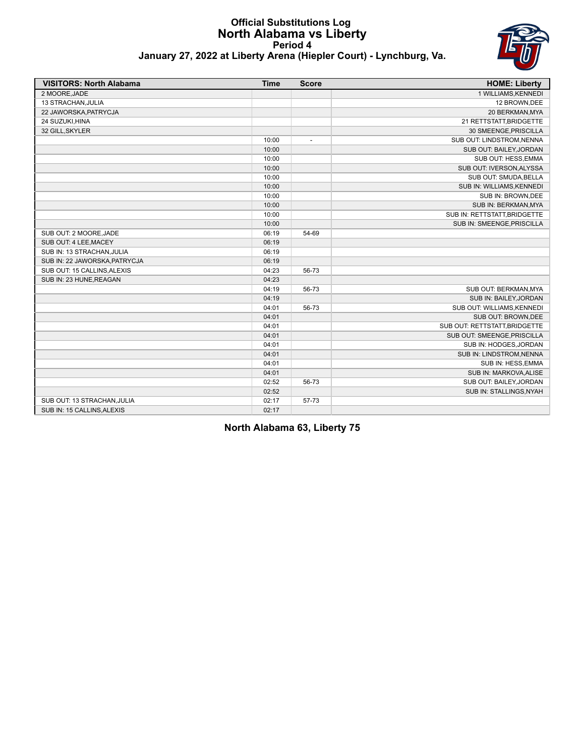# Official Substitutions Log
## North Alabama vs Liberty
### Period 4
### January 27, 2022 at Liberty Arena (Hiepler Court) - Lynchburg, Va.

| VISITORS: North Alabama | Time | Score | HOME: Liberty |
|---|---|---|---|
| 2 MOORE,JADE | | | 1 WILLIAMS,KENNEDI |
| 13 STRACHAN,JULIA | | | 12 BROWN,DEE |
| 22 JAWORSKA,PATRYCJA | | | 20 BERKMAN,MYA |
| 24 SUZUKI,HINA | | | 21 RETTSTATT,BRIDGETTE |
| 32 GILL,SKYLER | | | 30 SMEENGE,PRISCILLA |
| | 10:00 | - | SUB OUT: LINDSTROM,NENNA |
| | 10:00 | | SUB OUT: BAILEY,JORDAN |
| | 10:00 | | SUB OUT: HESS,EMMA |
| | 10:00 | | SUB OUT: IVERSON,ALYSSA |
| | 10:00 | | SUB OUT: SMUDA,BELLA |
| | 10:00 | | SUB IN: WILLIAMS,KENNEDI |
| | 10:00 | | SUB IN: BROWN,DEE |
| | 10:00 | | SUB IN: BERKMAN,MYA |
| | 10:00 | | SUB IN: RETTSTATT,BRIDGETTE |
| | 10:00 | | SUB IN: SMEENGE,PRISCILLA |
| SUB OUT: 2 MOORE,JADE | 06:19 | 54-69 | |
| SUB OUT: 4 LEE,MACEY | 06:19 | | |
| SUB IN: 13 STRACHAN,JULIA | 06:19 | | |
| SUB IN: 22 JAWORSKA,PATRYCJA | 06:19 | | |
| SUB OUT: 15 CALLINS,ALEXIS | 04:23 | 56-73 | |
| SUB IN: 23 HUNE,REAGAN | 04:23 | | |
| | 04:19 | 56-73 | SUB OUT: BERKMAN,MYA |
| | 04:19 | | SUB IN: BAILEY,JORDAN |
| | 04:01 | 56-73 | SUB OUT: WILLIAMS,KENNEDI |
| | 04:01 | | SUB OUT: BROWN,DEE |
| | 04:01 | | SUB OUT: RETTSTATT,BRIDGETTE |
| | 04:01 | | SUB OUT: SMEENGE,PRISCILLA |
| | 04:01 | | SUB IN: HODGES,JORDAN |
| | 04:01 | | SUB IN: LINDSTROM,NENNA |
| | 04:01 | | SUB IN: HESS,EMMA |
| | 04:01 | | SUB IN: MARKOVA,ALISE |
| | 02:52 | 56-73 | SUB OUT: BAILEY,JORDAN |
| | 02:52 | | SUB IN: STALLINGS,NYAH |
| SUB OUT: 13 STRACHAN,JULIA | 02:17 | 57-73 | |
| SUB IN: 15 CALLINS,ALEXIS | 02:17 | | |

**North Alabama 63, Liberty 75**